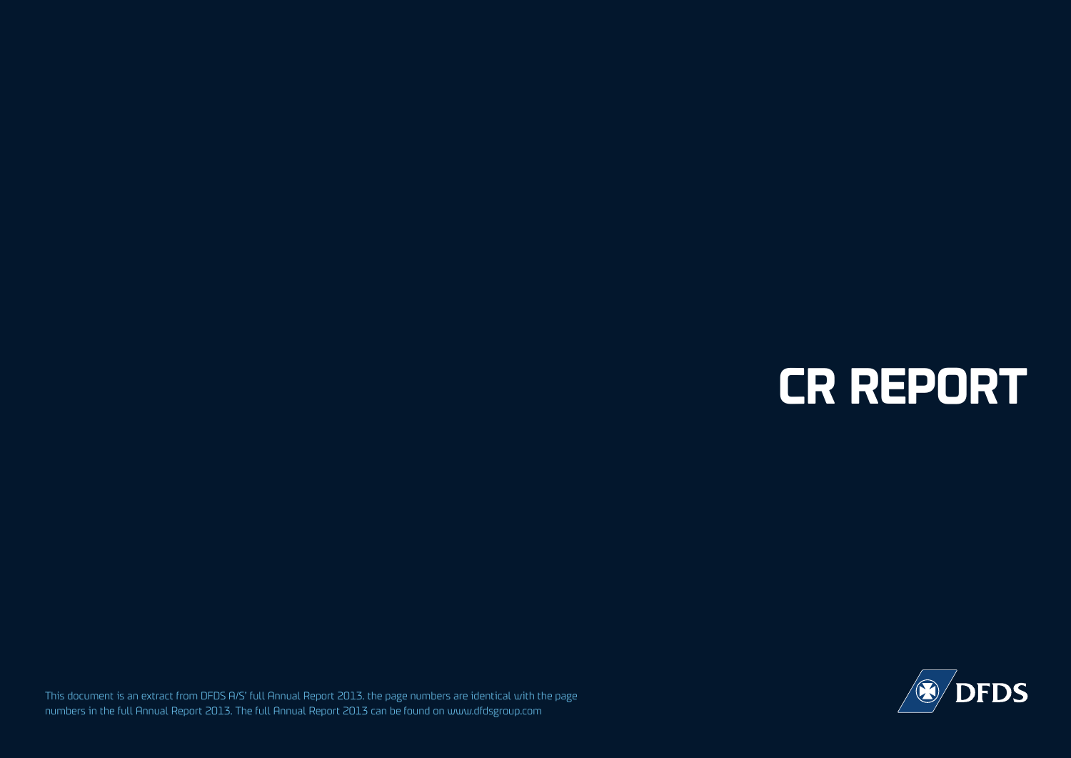# CR REPORT

This document is an extract from DFDS A/S' full Annual Report 2013. the page numbers are identical with the page numbers in the full Annual Report 2013. The full Annual Report 2013 can be found on www.dfdsgroup.com

DFDS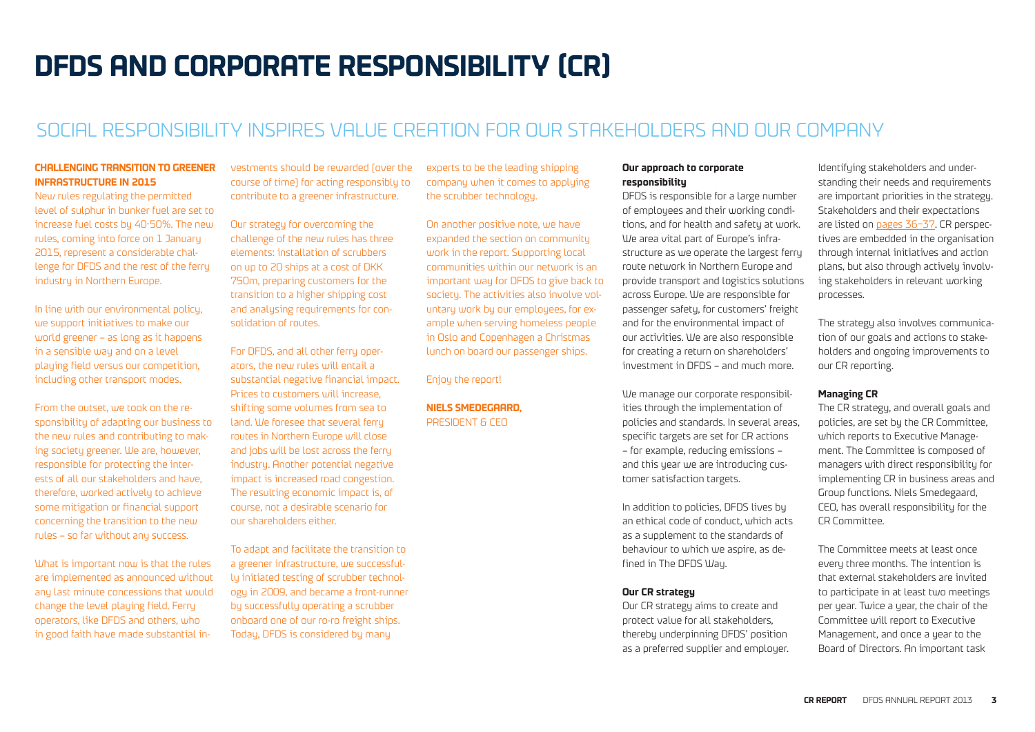# DFDS AND CORPORATE RESPONSIBILITY (CR)

## SOCIAL RESPONSIBILITY INSPIRES VALUE CREATION FOR OUR STAKEHOLDERS AND OUR COMPANY

**CHALLENGING TRANSITION TO GREENER INFRASTRUCTURE IN 2015**

New rules regulating the permitted level of sulphur in bunker fuel are set to increase fuel costs by 40-50%. The new rules, coming into force on 1 January 2015, represent a considerable challenge for DFDS and the rest of the ferry industry in Northern Europe.

In line with our environmental policy, we support initiatives to make our world greener – as long as it happens in a sensible way and on a level playing field versus our competition, including other transport modes.

From the outset, we took on the responsibility of adapting our business to the new rules and contributing to making society greener. We are, however, responsible for protecting the interests of all our stakeholders and have, therefore, worked actively to achieve some mitigation or financial support concerning the transition to the new rules – so far without any success.

What is important now is that the rules are implemented as announced without any last minute concessions that would change the level playing field. Ferry operators, like DFDS and others, who in good faith have made substantial investments should be rewarded (over the course of time) for acting responsibly to contribute to a greener infrastructure.

Our strategy for overcoming the challenge of the new rules has three elements: installation of scrubbers on up to 20 ships at a cost of DKK 750m, preparing customers for the transition to a higher shipping cost and analysing requirements for consolidation of routes.

For DFDS, and all other ferry operators, the new rules will entail a substantial negative financial impact. Prices to customers will increase, shifting some volumes from sea to land. We foresee that several ferry routes in Northern Europe will close and jobs will be lost across the ferry industry. Another potential negative impact is increased road congestion. The resulting economic impact is, of course, not a desirable scenario for our shareholders either.

To adapt and facilitate the transition to a greener infrastructure, we successfully initiated testing of scrubber technology in 2009, and became a front-runner by successfully operating a scrubber onboard one of our ro-ro freight ships. Today, DFDS is considered by many experts to be the leading shipping company when it comes to applying the scrubber technology.

On another positive note, we have expanded the section on community work in the report. Supporting local communities within our network is an important way for DFDS to give back to society. The activities also involve voluntary work by our employees, for example when serving homeless people in Oslo and Copenhagen a Christmas lunch on board our passenger ships.

Enjoy the report!

**NIELS SMEDEGAARD,**
PRESIDENT & CEO

**Our approach to corporate responsibility**

DFDS is responsible for a large number of employees and their working conditions, and for health and safety at work. We area vital part of Europe's infrastructure as we operate the largest ferry route network in Northern Europe and provide transport and logistics solutions across Europe. We are responsible for passenger safety, for customers' freight and for the environmental impact of our activities. We are also responsible for creating a return on shareholders' investment in DFDS – and much more.

We manage our corporate responsibilities through the implementation of policies and standards. In several areas, specific targets are set for CR actions – for example, reducing emissions – and this year we are introducing customer satisfaction targets.

In addition to policies, DFDS lives by an ethical code of conduct, which acts as a supplement to the standards of behaviour to which we aspire, as defined in The DFDS Way.

**Our CR strategy**

Our CR strategy aims to create and protect value for all stakeholders, thereby underpinning DFDS' position as a preferred supplier and employer. Identifying stakeholders and understanding their needs and requirements are important priorities in the strategy. Stakeholders and their expectations are listed on pages 36–37. CR perspectives are embedded in the organisation through internal initiatives and action plans, but also through actively involving stakeholders in relevant working processes.

The strategy also involves communication of our goals and actions to stakeholders and ongoing improvements to our CR reporting.

**Managing CR**

The CR strategy, and overall goals and policies, are set by the CR Committee, which reports to Executive Management. The Committee is composed of managers with direct responsibility for implementing CR in business areas and Group functions. Niels Smedegaard, CEO, has overall responsibility for the CR Committee.

The Committee meets at least once every three months. The intention is that external stakeholders are invited to participate in at least two meetings per year. Twice a year, the chair of the Committee will report to Executive Management, and once a year to the Board of Directors. An important task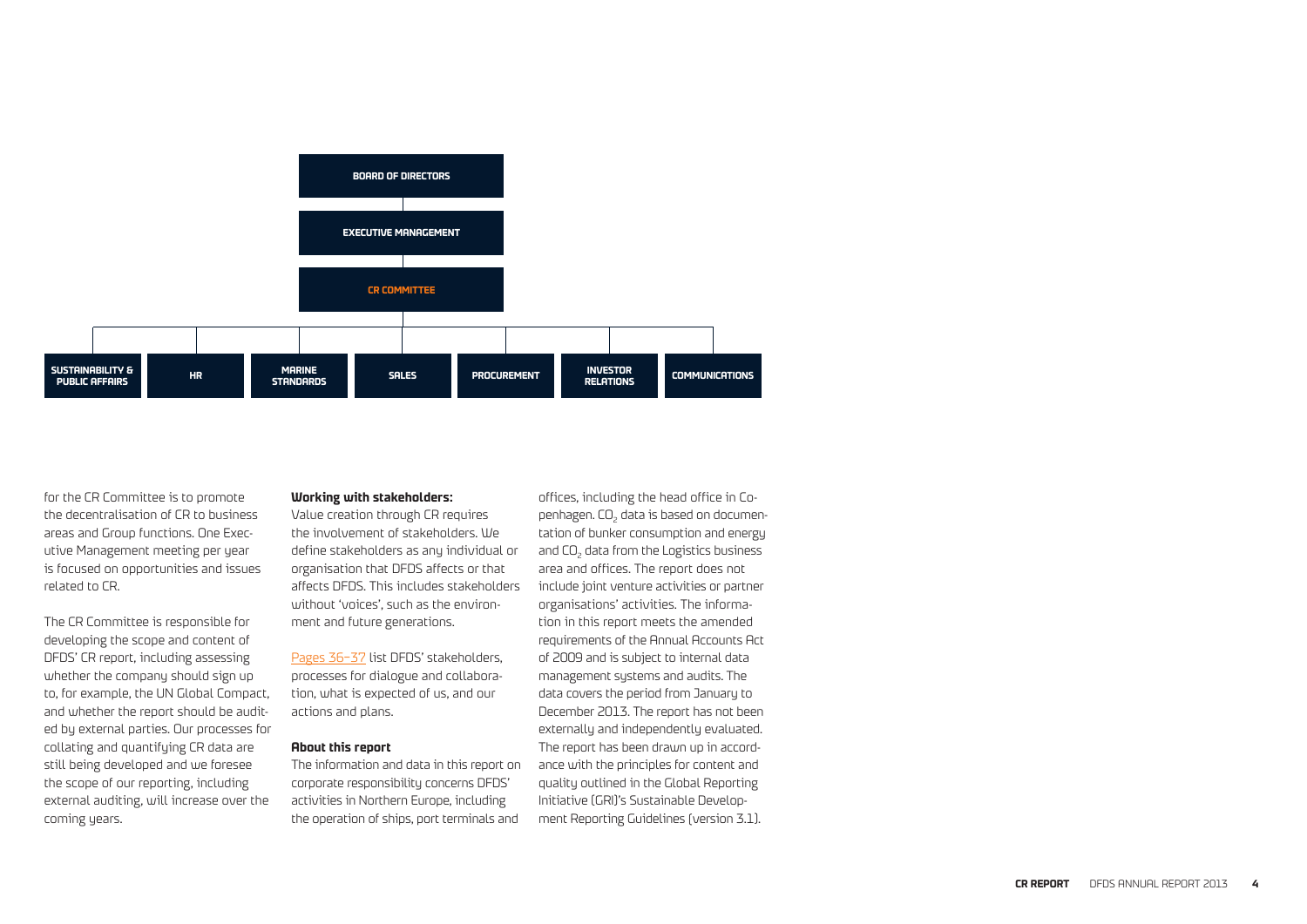BOARD OF DIRECTORS

EXECUTIVE MANAGEMENT

CR COMMITTEE

SUSTAINABILITY & PUBLIC AFFAIRS | HR | MARINE STANDARDS | SALES | PROCUREMENT | INVESTOR RELATIONS | COMMUNICATIONS

for the CR Committee is to promote the decentralisation of CR to business areas and Group functions. One Executive Management meeting per year is focused on opportunities and issues related to CR.

The CR Committee is responsible for developing the scope and content of DFDS' CR report, including assessing whether the company should sign up to, for example, the UN Global Compact, and whether the report should be audited by external parties. Our processes for collating and quantifying CR data are still being developed and we foresee the scope of our reporting, including external auditing, will increase over the coming years.

**Working with stakeholders:**

Value creation through CR requires the involvement of stakeholders. We define stakeholders as any individual or organisation that DFDS affects or that affects DFDS. This includes stakeholders without 'voices', such as the environment and future generations.

Pages 36–37 list DFDS' stakeholders, processes for dialogue and collaboration, what is expected of us, and our actions and plans.

**About this report**

The information and data in this report on corporate responsibility concerns DFDS' activities in Northern Europe, including the operation of ships, port terminals and offices, including the head office in Copenhagen. $CO_2$ data is based on documentation of bunker consumption and energy and $CO_2$ data from the Logistics business area and offices. The report does not include joint venture activities or partner organisations' activities. The information in this report meets the amended requirements of the Annual Accounts Act of 2009 and is subject to internal data management systems and audits. The data covers the period from January to December 2013. The report has not been externally and independently evaluated. The report has been drawn up in accordance with the principles for content and quality outlined in the Global Reporting Initiative (GRI)'s Sustainable Development Reporting Guidelines (version 3.1).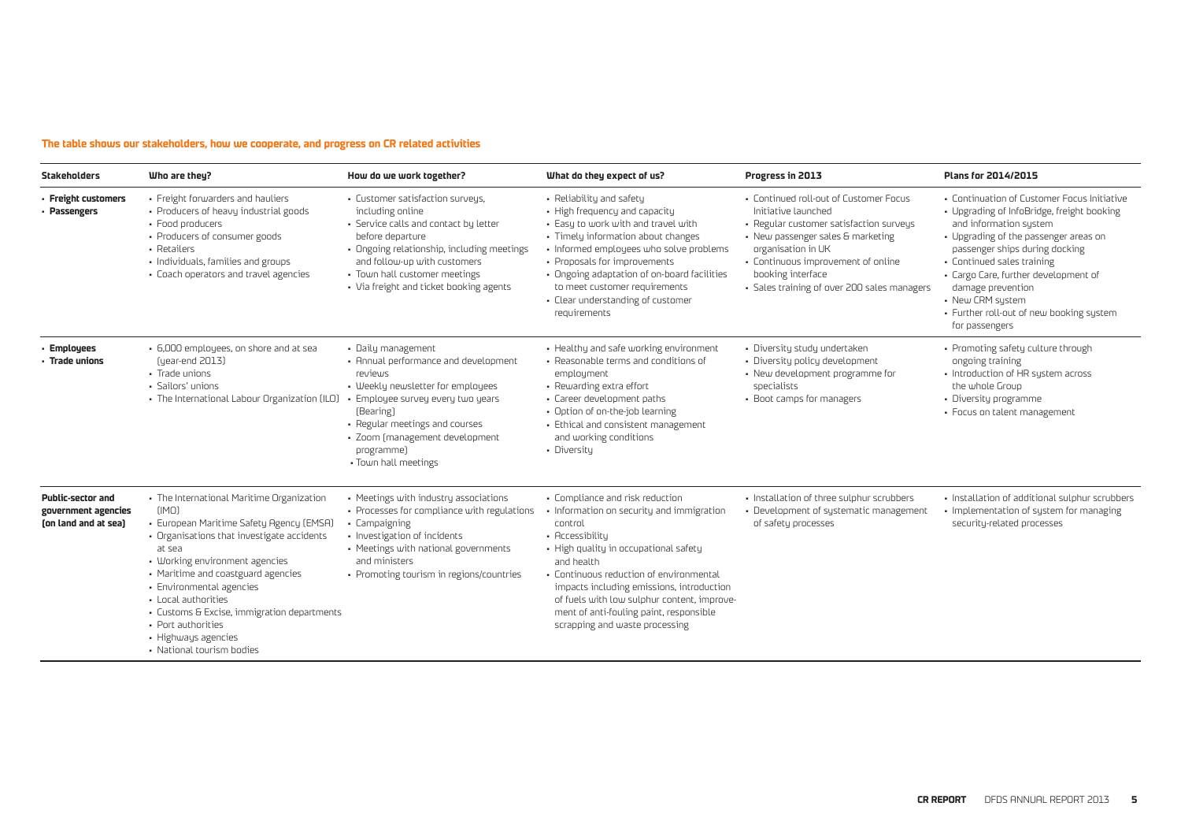**The table shows our stakeholders, how we cooperate, and progress on CR related activities**

| Stakeholders | Who are they? | How do we work together? | What do they expect of us? | Progress in 2013 | Plans for 2014/2015 |
|---|---|---|---|---|---|
| • **Freight customers**<br>• **Passengers** | • Freight forwarders and hauliers<br>• Producers of heavy industrial goods<br>• Food producers<br>• Producers of consumer goods<br>• Retailers<br>• Individuals, families and groups<br>• Coach operators and travel agencies | • Customer satisfaction surveys, including online<br>• Service calls and contact by letter before departure<br>• Ongoing relationship, including meetings and follow-up with customers<br>• Town hall customer meetings<br>• Via freight and ticket booking agents | • Reliability and safety<br>• High frequency and capacity<br>• Easy to work with and travel with<br>• Timely information about changes<br>• Informed employees who solve problems<br>• Proposals for improvements<br>• Ongoing adaptation of on-board facilities to meet customer requirements<br>• Clear understanding of customer requirements | • Continued roll-out of Customer Focus Initiative launched<br>• Regular customer satisfaction surveys<br>• New passenger sales & marketing organisation in UK<br>• Continuous improvement of online booking interface<br>• Sales training of over 200 sales managers | • Continuation of Customer Focus Initiative<br>• Upgrading of InfoBridge, freight booking and information system<br>• Upgrading of the passenger areas on passenger ships during docking<br>• Continued sales training<br>• Cargo Care, further development of damage prevention<br>• New CRM system<br>• Further roll-out of new booking system for passengers |
| • **Employees**<br>• **Trade unions** | • 6,000 employees, on shore and at sea (year-end 2013)<br>• Trade unions<br>• Sailors' unions<br>• The International Labour Organization (ILO) | • Daily management<br>• Annual performance and development reviews<br>• Weekly newsletter for employees<br>• Employee survey every two years (Bearing)<br>• Regular meetings and courses<br>• Zoom (management development programme)<br>• Town hall meetings | • Healthy and safe working environment<br>• Reasonable terms and conditions of employment<br>• Rewarding extra effort<br>• Career development paths<br>• Option of on-the-job learning<br>• Ethical and consistent management and working conditions<br>• Diversity | • Diversity study undertaken<br>• Diversity policy development<br>• New development programme for specialists<br>• Boot camps for managers | • Promoting safety culture through ongoing training<br>• Introduction of HR system across the whole Group<br>• Diversity programme<br>• Focus on talent management |
| **Public-sector and government agencies (on land and at sea)** | • The International Maritime Organization (IMO)<br>• European Maritime Safety Agency (EMSA)<br>• Organisations that investigate accidents at sea<br>• Working environment agencies<br>• Maritime and coastguard agencies<br>• Environmental agencies<br>• Local authorities<br>• Customs & Excise, immigration departments<br>• Port authorities<br>• Highways agencies<br>• National tourism bodies | • Meetings with industry associations<br>• Processes for compliance with regulations<br>• Campaigning<br>• Investigation of incidents<br>• Meetings with national governments and ministers<br>• Promoting tourism in regions/countries | • Compliance and risk reduction<br>• Information on security and immigration control<br>• Accessibility<br>• High quality in occupational safety and health<br>• Continuous reduction of environmental impacts including emissions, introduction of fuels with low sulphur content, improvement of anti-fouling paint, responsible scrapping and waste processing | • Installation of three sulphur scrubbers<br>• Development of systematic management of safety processes | • Installation of additional sulphur scrubbers<br>• Implementation of system for managing security-related processes |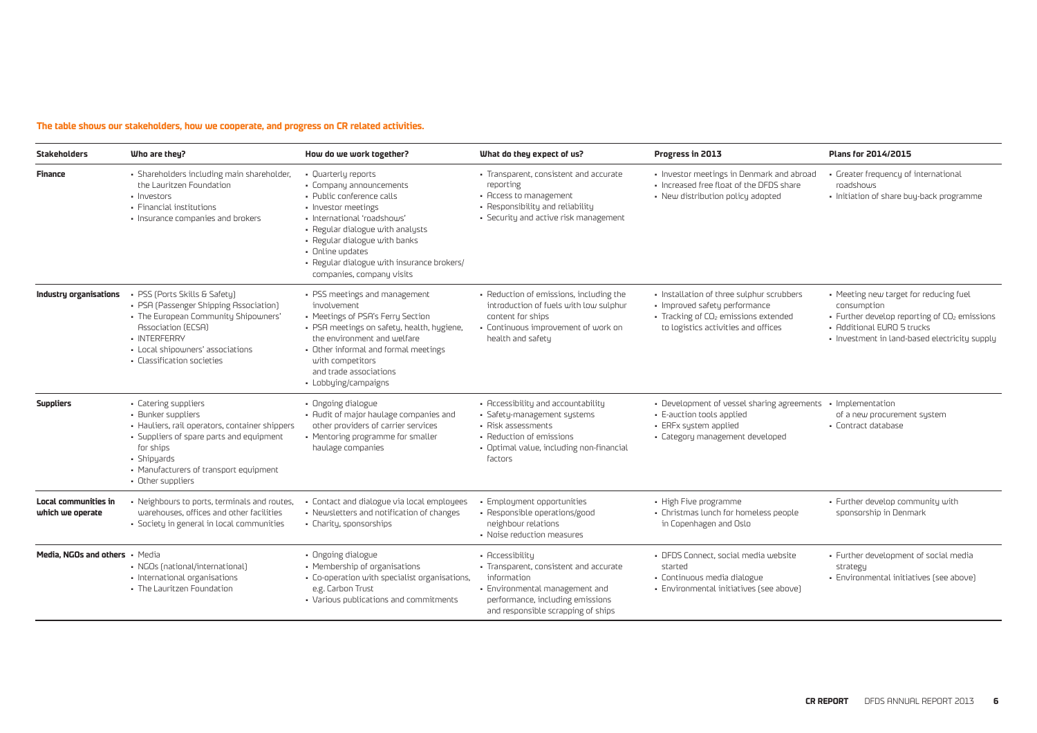**The table shows our stakeholders, how we cooperate, and progress on CR related activities.**

| Stakeholders | Who are they? | How do we work together? | What do they expect of us? | Progress in 2013 | Plans for 2014/2015 |
|---|---|---|---|---|---|
| **Finance** | • Shareholders including main shareholder, the Lauritzen Foundation<br>• Investors<br>• Financial institutions<br>• Insurance companies and brokers | • Quarterly reports<br>• Company announcements<br>• Public conference calls<br>• Investor meetings<br>• International 'roadshows'<br>• Regular dialogue with analysts<br>• Regular dialogue with banks<br>• Online updates<br>• Regular dialogue with insurance brokers/ companies, company visits | • Transparent, consistent and accurate reporting<br>• Access to management<br>• Responsibility and reliability<br>• Security and active risk management | • Investor meetings in Denmark and abroad<br>• Increased free float of the DFDS share<br>• New distribution policy adopted | • Greater frequency of international roadshows<br>• Initiation of share buy-back programme |
| **Industry organisations** | • PSS (Ports Skills & Safety)<br>• PSA (Passenger Shipping Association)<br>• The European Community Shipowners' Association (ECSA)<br>• INTERFERRY<br>• Local shipowners' associations<br>• Classification societies | • PSS meetings and management involvement<br>• Meetings of PSA's Ferry Section<br>• PSA meetings on safety, health, hygiene, the environment and welfare<br>• Other informal and formal meetings with competitors and trade associations<br>• Lobbying/campaigns | • Reduction of emissions, including the introduction of fuels with low sulphur content for ships<br>• Continuous improvement of work on health and safety | • Installation of three sulphur scrubbers<br>• Improved safety performance<br>• Tracking of $CO_2$ emissions extended to logistics activities and offices | • Meeting new target for reducing fuel consumption<br>• Further develop reporting of $CO_2$ emissions<br>• Additional EURO 5 trucks<br>• Investment in land-based electricity supply |
| **Suppliers** | • Catering suppliers<br>• Bunker suppliers<br>• Hauliers, rail operators, container shippers<br>• Suppliers of spare parts and equipment for ships<br>• Shipyards<br>• Manufacturers of transport equipment<br>• Other suppliers | • Ongoing dialogue<br>• Audit of major haulage companies and other providers of carrier services<br>• Mentoring programme for smaller haulage companies | • Accessibility and accountability<br>• Safety-management systems<br>• Risk assessments<br>• Reduction of emissions<br>• Optimal value, including non-financial factors | • Development of vessel sharing agreements<br>• E-auction tools applied<br>• ERFx system applied<br>• Category management developed | • Implementation of a new procurement system<br>• Contract database |
| **Local communities in which we operate** | • Neighbours to ports, terminals and routes, warehouses, offices and other facilities<br>• Society in general in local communities | • Contact and dialogue via local employees<br>• Newsletters and notification of changes<br>• Charity, sponsorships | • Employment opportunities<br>• Responsible operations/good neighbour relations<br>• Noise reduction measures | • High Five programme<br>• Christmas lunch for homeless people in Copenhagen and Oslo | • Further develop community with sponsorship in Denmark |
| **Media, NGOs and others** | • Media<br>• NGOs (national/international)<br>• International organisations<br>• The Lauritzen Foundation | • Ongoing dialogue<br>• Membership of organisations<br>• Co-operation with specialist organisations, e.g. Carbon Trust<br>• Various publications and commitments | • Accessibility<br>• Transparent, consistent and accurate information<br>• Environmental management and performance, including emissions and responsible scrapping of ships | • DFDS Connect, social media website started<br>• Continuous media dialogue<br>• Environmental initiatives (see above) | • Further development of social media strategy<br>• Environmental initiatives (see above) |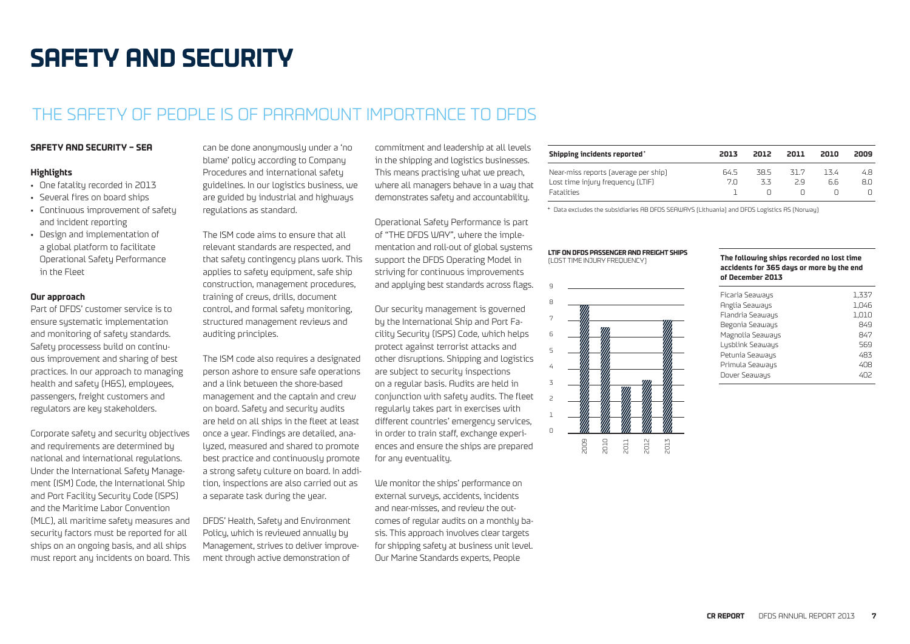# SAFETY AND SECURITY

## THE SAFETY OF PEOPLE IS OF PARAMOUNT IMPORTANCE TO DFDS

### SAFETY AND SECURITY – SEA

#### Highlights

- One fatality recorded in 2013
- Several fires on board ships
- Continuous improvement of safety and incident reporting
- Design and implementation of a global platform to facilitate Operational Safety Performance in the Fleet

#### Our approach

Part of DFDS' customer service is to ensure systematic implementation and monitoring of safety standards. Safety processess build on continuous improvement and sharing of best practices. In our approach to managing health and safety (H&S), employees, passengers, freight customers and regulators are key stakeholders.

Corporate safety and security objectives and requirements are determined by national and international regulations. Under the International Safety Management (ISM) Code, the International Ship and Port Facility Security Code (ISPS) and the Maritime Labor Convention (MLC), all maritime safety measures and security factors must be reported for all ships on an ongoing basis, and all ships must report any incidents on board. This can be done anonymously under a 'no blame' policy according to Company Procedures and international safety guidelines. In our logistics business, we are guided by industrial and highways regulations as standard.

The ISM code aims to ensure that all relevant standards are respected, and that safety contingency plans work. This applies to safety equipment, safe ship construction, management procedures, training of crews, drills, document control, and formal safety monitoring, structured management reviews and auditing principles.

The ISM code also requires a designated person ashore to ensure safe operations and a link between the shore-based management and the captain and crew on board. Safety and security audits are held on all ships in the fleet at least once a year. Findings are detailed, analyzed, measured and shared to promote best practice and continuously promote a strong safety culture on board. In addition, inspections are also carried out as a separate task during the year.

DFDS' Health, Safety and Environment Policy, which is reviewed annually by Management, strives to deliver improvement through active demonstration of commitment and leadership at all levels in the shipping and logistics businesses. This means practising what we preach, where all managers behave in a way that demonstrates safety and accountability.

Operational Safety Performance is part of "THE DFDS WAY", where the implementation and roll-out of global systems support the DFDS Operating Model in striving for continuous improvements and applying best standards across flags.

Our security management is governed by the International Ship and Port Facility Security (ISPS) Code, which helps protect against terrorist attacks and other disruptions. Shipping and logistics are subject to security inspections on a regular basis. Audits are held in conjunction with safety audits. The fleet regularly takes part in exercises with different countries' emergency services, in order to train staff, exchange experiences and ensure the ships are prepared for any eventuality.

We monitor the ships' performance on external surveys, accidents, incidents and near-misses, and review the outcomes of regular audits on a monthly basis. This approach involves clear targets for shipping safety at business unit level. Our Marine Standards experts, People

| Shipping incidents reported* | 2013 | 2012 | 2011 | 2010 | 2009 |
|---|---|---|---|---|---|
| Near-miss reports (average per ship) | 64.5 | 38.5 | 31.7 | 13.4 | 4.8 |
| Lost time injury frequency (LTIF) | 7.0 | 3.3 | 2.9 | 6.6 | 8.0 |
| Fatalities | 1 | 0 | 0 | 0 | 0 |

* Data excludes the subsidiaries AB DFDS SEAWAYS (Lithuania) and DFDS Logistics AS (Norway)

**LTIF ON DFDS PASSENGER AND FREIGHT SHIPS**
(LOST TIME INJURY FREQUENCY)

| Year | LTIF |
|---|---|
| 2009 | 8.0 |
| 2010 | 6.6 |
| 2011 | 2.9 |
| 2012 | 3.3 |
| 2013 | 7.0 |

**The following ships recorded no lost time accidents for 365 days or more by the end of December 2013**

| | |
|---|---|
| Ficaria Seaways | 1,337 |
| Anglia Seaways | 1,046 |
| Flandria Seaways | 1,010 |
| Begonia Seaways | 849 |
| Magnolia Seaways | 847 |
| Lysblink Seaways | 569 |
| Petunia Seaways | 483 |
| Primula Seaways | 408 |
| Dover Seaways | 402 |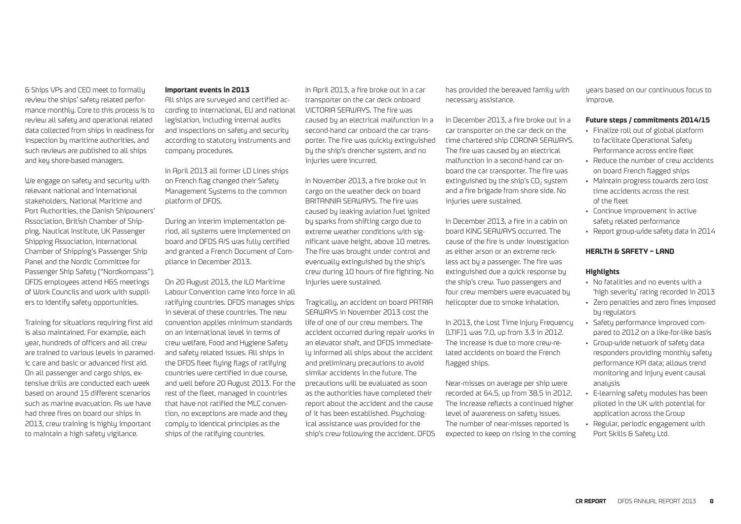& Ships VPs and CEO meet to formally review the ships' safety related performance monthly. Core to this process is to review all safety and operational related data collected from ships in readiness for inspection by maritime authorities, and such reviews are published to all ships and key shore-based managers.

We engage on safety and security with relevant national and international stakeholders, National Maritime and Port Authorities, the Danish Shipowners' Association, British Chamber of Shipping, Nautical Institute, UK Passenger Shipping Association, International Chamber of Shipping's Passenger Ship Panel and the Nordic Committee for Passenger Ship Safety ("Nordkompass"). DFDS employees attend H&S meetings of Work Councils and work with suppliers to identify safety opportunities.

Training for situations requiring first aid is also maintained. For example, each year, hundreds of officers and all crew are trained to various levels in paramedic care and basic or advanced first aid. On all passenger and cargo ships, extensive drills are conducted each week based on around 15 different scenarios such as marine evacuation. As we have had three fires on board our ships in 2013, crew training is highly important to maintain a high safety vigilance.

**Important events in 2013**

All ships are surveyed and certified according to international, EU and national legislation, including internal audits and inspections on safety and security according to statutory instruments and company procedures.

In April 2013 all former LD Lines ships on French flag changed their Safety Management Systems to the common platform of DFDS.

During an interim implementation period, all systems were implemented on board and DFDS A/S was fully certified and granted a French Document of Compliance in December 2013.

On 20 August 2013, the ILO Maritime Labour Convention came into force in all ratifying countries. DFDS manages ships in several of these countries. The new convention applies minimum standards on an international level in terms of crew welfare, Food and Hygiene Safety and safety related issues. All ships in the DFDS fleet flying flags of ratifying countries were certified in due course, and well before 20 August 2013. For the rest of the fleet, managed in countries that have not ratified the MLC convention, no exceptions are made and they comply to identical principles as the ships of the ratifying countries.

In April 2013, a fire broke out in a car transporter on the car deck onboard VICTORIA SEAWAYS. The fire was caused by an electrical malfunction in a second-hand car onboard the car transporter. The fire was quickly extinguished by the ship's drencher system, and no injuries were incurred.

In November 2013, a fire broke out in cargo on the weather deck on board BRITANNIA SEAWAYS. The fire was caused by leaking aviation fuel ignited by sparks from shifting cargo due to extreme weather conditions with significant wave height, above 10 metres. The fire was brought under control and eventually extinguished by the ship's crew during 10 hours of fire fighting. No injuries were sustained.

Tragically, an accident on board PATRIA SEAWAYS in November 2013 cost the life of one of our crew members. The accident occurred during repair works in an elevator shaft, and DFDS immediately informed all ships about the accident and preliminary precautions to avoid similar accidents in the future. The precautions will be evaluated as soon as the authorities have completed their report about the accident and the cause of it has been established. Psychological assistance was provided for the ship's crew following the accident. DFDS has provided the bereaved family with necessary assistance.

In December 2013, a fire broke out in a car transporter on the car deck on the time chartered ship CORONA SEAWAYS. The fire was caused by an electrical malfunction in a second-hand car onboard the car transporter. The fire was extinguished by the ship's $CO_2$ system and a fire brigade from shore side. No injuries were sustained.

In December 2013, a fire in a cabin on board KING SEAWAYS occurred. The cause of the fire is under investigation as either arson or an extreme reckless act by a passenger. The fire was extinguished due a quick response by the ship's crew. Two passengers and four crew members were evacuated by helicopter due to smoke inhalation.

In 2013, the Lost Time Injury Frequency (LTIF)1 was 7.0, up from 3.3 in 2012. The increase is due to more crew-related accidents on board the French flagged ships.

Near-misses on average per ship were recorded at 64.5, up from 38.5 in 2012. The increase reflects a continued higher level of awareness on safety issues. The number of near-misses reported is expected to keep on rising in the coming years based on our continuous focus to improve.

**Future steps / commitments 2014/15**

- Finalize roll out of global platform to facilitate Operational Safety Performance across entire fleet
- Reduce the number of crew accidents on board French flagged ships
- Maintain progress towards zero lost time accidents across the rest of the fleet
- Continue improvement in active safety related performance
- Report group-wide safety data in 2014

## HEALTH & SAFETY – LAND

**Highlights**

- No fatalities and no events with a 'high severity' rating recorded in 2013
- Zero penalties and zero fines imposed by regulators
- Safety performance improved compared to 2012 on a like-for-like basis
- Group-wide network of safety data responders providing monthly safety performance KPI data; allows trend monitoring and injury event causal analysis
- E-learning safety modules has been piloted in the UK with potential for application across the Group
- Regular, periodic engagement with Port Skills & Safety Ltd.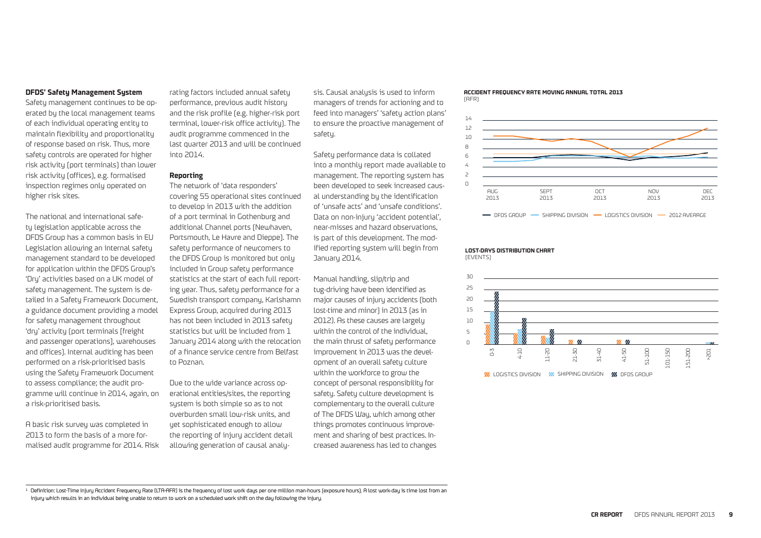### DFDS' Safety Management System

Safety management continues to be operated by the local management teams of each individual operating entity to maintain flexibility and proportionality of response based on risk. Thus, more safety controls are operated for higher risk activity (port terminals) than lower risk activity (offices), e.g. formalised inspection regimes only operated on higher risk sites.

The national and international safety legislation applicable across the DFDS Group has a common basis in EU Legislation allowing an internal safety management standard to be developed for application within the DFDS Group's 'Dry' activities based on a UK model of safety management. The system is detailed in a Safety Framework Document, a guidance document providing a model for safety management throughout 'dry' activity (port terminals (freight and passenger operations), warehouses and offices). Internal auditing has been performed on a risk-prioritised basis using the Safety Framework Document to assess compliance; the audit programme will continue in 2014, again, on a risk-prioritised basis.

A basic risk survey was completed in 2013 to form the basis of a more formalised audit programme for 2014. Risk rating factors included annual safety performance, previous audit history and the risk profile (e.g. higher-risk port terminal, lower-risk office activity). The audit programme commenced in the last quarter 2013 and will be continued into 2014.

### Reporting

The network of 'data responders' covering 55 operational sites continued to develop in 2013 with the addition of a port terminal in Gothenburg and additional Channel ports (Newhaven, Portsmouth, Le Havre and Dieppe). The safety performance of newcomers to the DFDS Group is monitored but only included in Group safety performance statistics at the start of each full reporting year. Thus, safety performance for a Swedish transport company, Karlshamn Express Group, acquired during 2013 has not been included in 2013 safety statistics but will be included from 1 January 2014 along with the relocation of a finance service centre from Belfast to Poznan.

Due to the wide variance across operational entities/sites, the reporting system is both simple so as to not overburden small low-risk units, and yet sophisticated enough to allow the reporting of injury accident detail allowing generation of causal analysis. Causal analysis is used to inform managers of trends for actioning and to feed into managers' 'safety action plans' to ensure the proactive management of safety.

Safety performance data is collated into a monthly report made available to management. The reporting system has been developed to seek increased causal understanding by the identification of 'unsafe acts' and 'unsafe conditions'. Data on non-injury 'accident potential', near-misses and hazard observations, is part of this development. The modified reporting system will begin from January 2014.

Manual handling, slip/trip and tug-driving have been identified as major causes of injury accidents (both lost-time and minor) in 2013 (as in 2012). As these causes are largely within the control of the individual, the main thrust of safety performance improvement in 2013 was the development of an overall safety culture within the workforce to grow the concept of personal responsibility for safety. Safety culture development is complementary to the overall culture of The DFDS Way, which among other things promotes continuous improvement and sharing of best practices. Increased awareness has led to changes

**ACCIDENT FREQUENCY RATE MOVING ANNUAL TOTAL 2013**
(AFR)

**LOST-DAYS DISTRIBUTION CHART**
(EVENTS)

[1] Definition: Lost-Time Injury Accident Frequency Rate (LTA-AFR) is the frequency of lost work days per one million man-hours (exposure hours). A lost work-day is time lost from an injury which results in an individual being unable to return to work on a scheduled work shift on the day following the injury.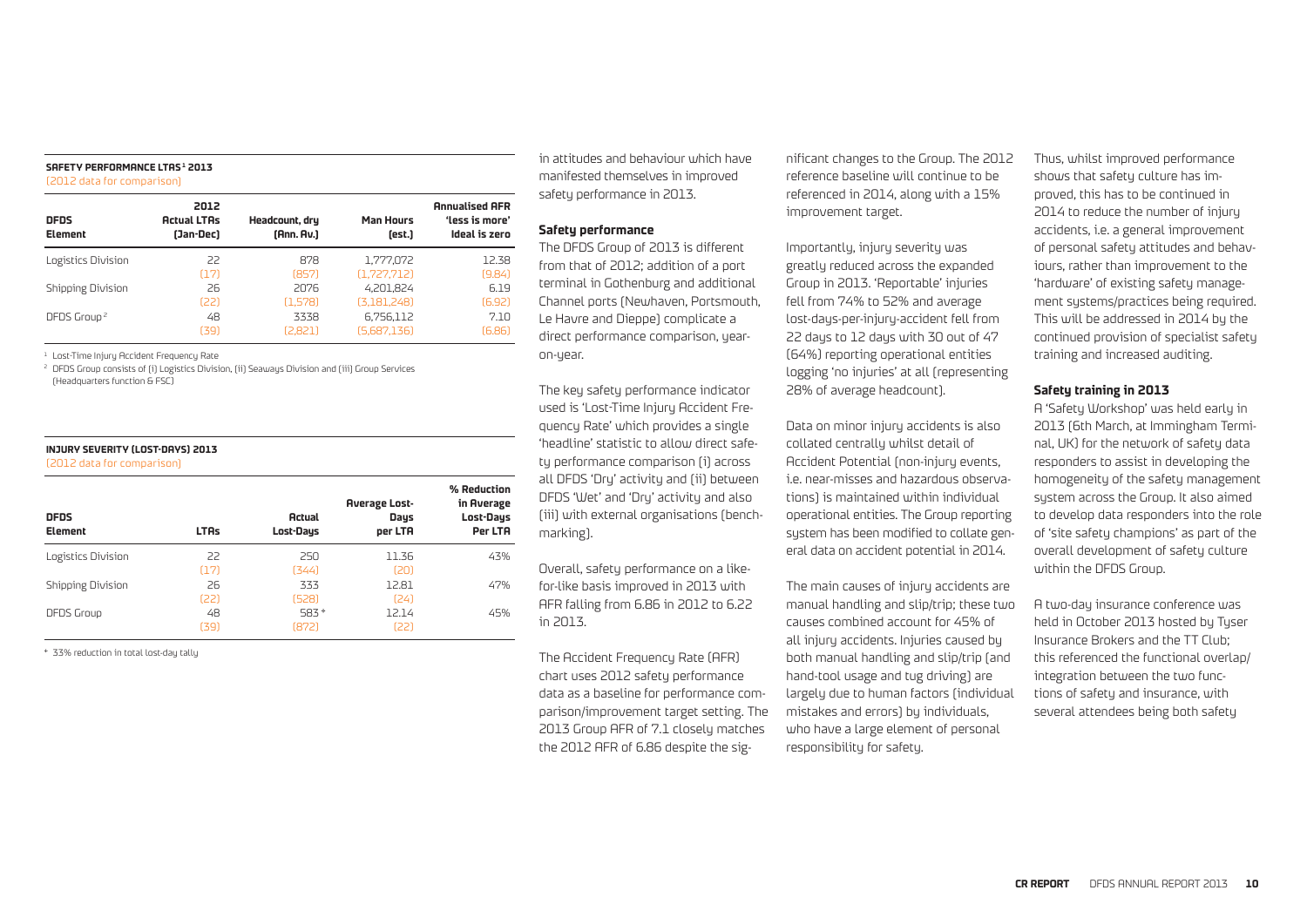**SAFETY PERFORMANCE LTAS[1] 2013**
(2012 data for comparison)

| DFDS Element | 2012 Actual LTAs (Jan-Dec) | Headcount, dry (Ann. Av.) | Man Hours (est.) | Annualised AFR 'less is more' Ideal is zero |
|---|---|---|---|---|
| Logistics Division | 22<br>(17) | 878<br>(857) | 1,777,072<br>(1,727,712) | 12.38<br>(9.84) |
| Shipping Division | 26<br>(22) | 2076<br>(1,578) | 4,201,824<br>(3,181,248) | 6.19<br>(6.92) |
| DFDS Group[2] | 48<br>(39) | 3338<br>(2,821) | 6,756,112<br>(5,687,136) | 7.10<br>(6.86) |

[1] Lost-Time Injury Accident Frequency Rate

[2] DFDS Group consists of (i) Logistics Division, (ii) Seaways Division and (iii) Group Services (Headquarters function & FSC)

**INJURY SEVERITY (LOST-DAYS) 2013**
(2012 data for comparison)

| DFDS Element | LTAs | Actual Lost-Days | Average Lost-Days per LTA | % Reduction in Average Lost-Days Per LTA |
|---|---|---|---|---|
| Logistics Division | 22<br>(17) | 250<br>(344) | 11.36<br>(20) | 43% |
| Shipping Division | 26<br>(22) | 333<br>(528) | 12.81<br>(24) | 47% |
| DFDS Group | 48<br>(39) | 583 *<br>(872) | 12.14<br>(22) | 45% |

\* 33% reduction in total lost-day tally

in attitudes and behaviour which have manifested themselves in improved safety performance in 2013.

### Safety performance

The DFDS Group of 2013 is different from that of 2012; addition of a port terminal in Gothenburg and additional Channel ports (Newhaven, Portsmouth, Le Havre and Dieppe) complicate a direct performance comparison, year-on-year.

The key safety performance indicator used is 'Lost-Time Injury Accident Frequency Rate' which provides a single 'headline' statistic to allow direct safety performance comparison (i) across all DFDS 'Dry' activity and (ii) between DFDS 'Wet' and 'Dry' activity and also (iii) with external organisations (benchmarking).

Overall, safety performance on a like-for-like basis improved in 2013 with AFR falling from 6.86 in 2012 to 6.22 in 2013.

The Accident Frequency Rate (AFR) chart uses 2012 safety performance data as a baseline for performance comparison/improvement target setting. The 2013 Group AFR of 7.1 closely matches the 2012 AFR of 6.86 despite the significant changes to the Group. The 2012 reference baseline will continue to be referenced in 2014, along with a 15% improvement target.

Importantly, injury severity was greatly reduced across the expanded Group in 2013. 'Reportable' injuries fell from 74% to 52% and average lost-days-per-injury-accident fell from 22 days to 12 days with 30 out of 47 (64%) reporting operational entities logging 'no injuries' at all (representing 28% of average headcount).

Data on minor injury accidents is also collated centrally whilst detail of Accident Potential (non-injury events, i.e. near-misses and hazardous observations) is maintained within individual operational entities. The Group reporting system has been modified to collate general data on accident potential in 2014.

The main causes of injury accidents are manual handling and slip/trip; these two causes combined account for 45% of all injury accidents. Injuries caused by both manual handling and slip/trip (and hand-tool usage and tug driving) are largely due to human factors (individual mistakes and errors) by individuals, who have a large element of personal responsibility for safety.

Thus, whilst improved performance shows that safety culture has improved, this has to be continued in 2014 to reduce the number of injury accidents, i.e. a general improvement of personal safety attitudes and behaviours, rather than improvement to the 'hardware' of existing safety management systems/practices being required. This will be addressed in 2014 by the continued provision of specialist safety training and increased auditing.

### Safety training in 2013

A 'Safety Workshop' was held early in 2013 (6th March, at Immingham Terminal, UK) for the network of safety data responders to assist in developing the homogeneity of the safety management system across the Group. It also aimed to develop data responders into the role of 'site safety champions' as part of the overall development of safety culture within the DFDS Group.

A two-day insurance conference was held in October 2013 hosted by Tyser Insurance Brokers and the TT Club; this referenced the functional overlap/integration between the two functions of safety and insurance, with several attendees being both safety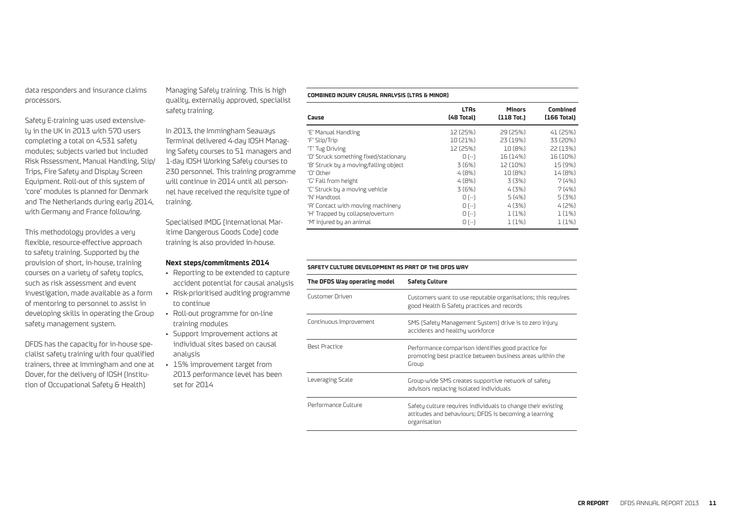data responders and insurance claims processors.

Safety E-training was used extensively in the UK in 2013 with 570 users completing a total on 4,531 safety modules; subjects varied but included Risk Assessment, Manual Handling, Slip/Trips, Fire Safety and Display Screen Equipment. Roll-out of this system of 'core' modules is planned for Denmark and The Netherlands during early 2014, with Germany and France following.

This methodology provides a very flexible, resource-effective approach to safety training. Supported by the provision of short, in-house, training courses on a variety of safety topics, such as risk assessment and event investigation, made available as a form of mentoring to personnel to assist in developing skills in operating the Group safety management system.

DFDS has the capacity for in-house specialist safety training with four qualified trainers, three at Immingham and one at Dover, for the delivery of IOSH (Institution of Occupational Safety & Health) Managing Safely training. This is high quality, externally approved, specialist safety training.

In 2013, the Immingham Seaways Terminal delivered 4-day IOSH Managing Safety courses to 51 managers and 1-day IOSH Working Safely courses to 230 personnel. This training programme will continue in 2014 until all personnel have received the requisite type of training.

Specialised IMDG (International Maritime Dangerous Goods Code) code training is also provided in-house.

**Next steps/commitments 2014**

- Reporting to be extended to capture accident potential for causal analysis
- Risk-prioritised auditing programme to continue
- Roll-out programme for on-line training modules
- Support improvement actions at individual sites based on causal analysis
- 15% improvement target from 2013 performance level has been set for 2014

**COMBINED INJURY CAUSAL ANALYSIS (LTAS & MINOR)**

| Cause | LTAs (48 Total) | Minors (118 Tot.) | Combined (166 Total) |
|---|---|---|---|
| 'E' Manual Handling | 12 (25%) | 29 (25%) | 41 (25%) |
| 'F' Slip/Trip | 10 (21%) | 23 (19%) | 33 (20%) |
| 'T' Tug Driving | 12 (25%) | 10 (8%) | 22 (13%) |
| 'D' Struck something fixed/stationary | 0 (--) | 16 (14%) | 16 (10%) |
| 'B' Struck by a moving/falling object | 3 (6%) | 12 (10%) | 15 (9%) |
| 'O' Other | 4 (8%) | 10 (8%) | 14 (8%) |
| 'G' Fall from height | 4 (8%) | 3 (3%) | 7 (4%) |
| 'C' Struck by a moving vehicle | 3 (6%) | 4 (3%) | 7 (4%) |
| 'N' Handtool | 0 (--) | 5 (4%) | 5 (3%) |
| 'A' Contact with moving machinery | 0 (--) | 4 (3%) | 4 (2%) |
| 'H' Trapped by collapse/overturn | 0 (--) | 1 (1%) | 1 (1%) |
| 'M' Injured by an animal | 0 (--) | 1 (1%) | 1 (1%) |

**SAFETY CULTURE DEVELOPMENT AS PART OF THE DFDS WAY**

| The DFDS Way operating model | Safety Culture |
|---|---|
| Customer Driven | Customers want to use reputable organisations; this requires good Health & Safety practices and records |
| Continuous Improvement | SMS (Safety Management System) drive is to zero injury accidents and healthy workforce |
| Best Practice | Performance comparison identifies good practice for promoting best practice between business areas within the Group |
| Leveraging Scale | Group-wide SMS creates supportive network of safety advisors replacing isolated individuals |
| Performance Culture | Safety culture requires individuals to change their existing attitudes and behaviours; DFDS is becoming a learning organisation |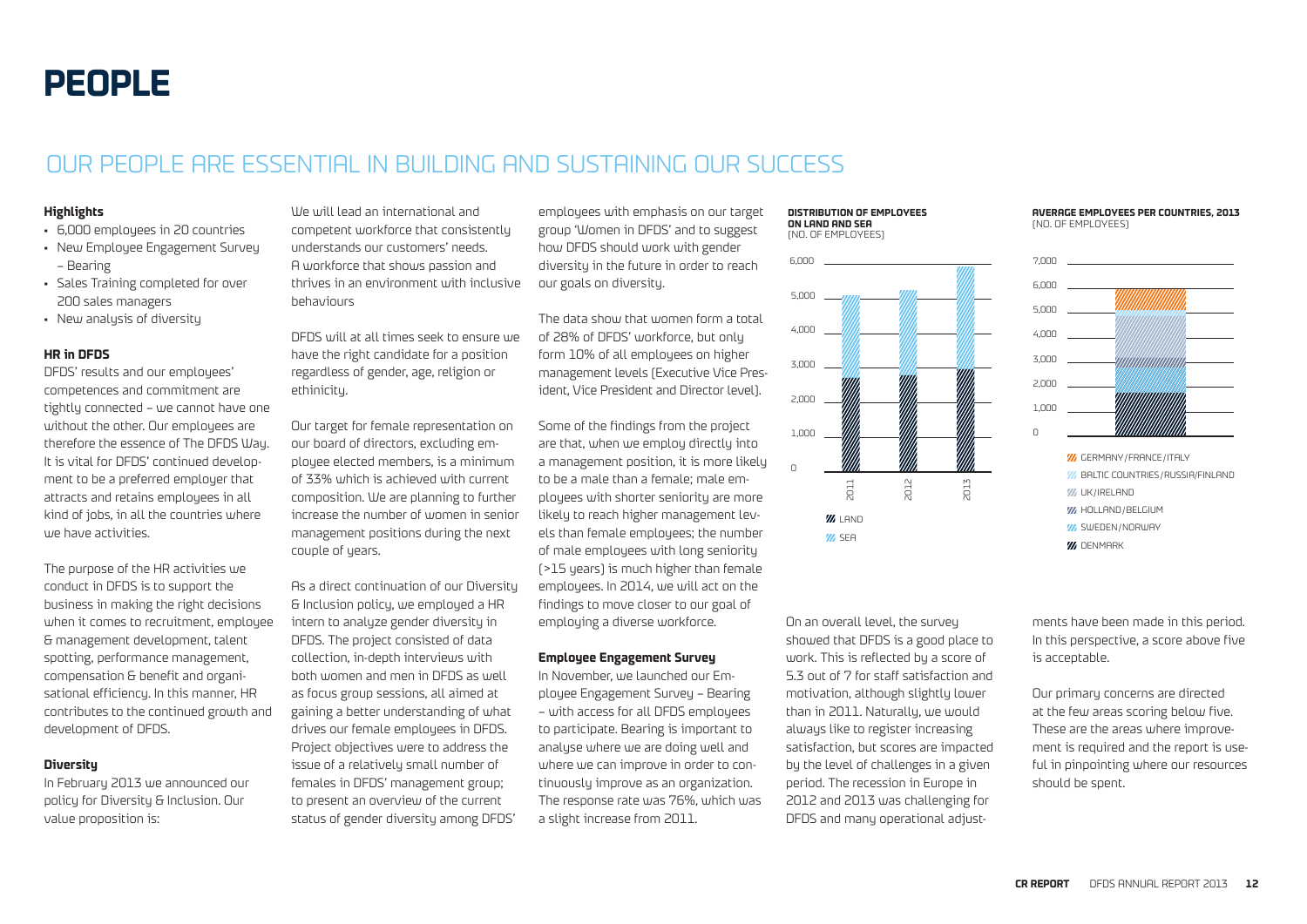# PEOPLE

## OUR PEOPLE ARE ESSENTIAL IN BUILDING AND SUSTAINING OUR SUCCESS

**Highlights**

- 6,000 employees in 20 countries
- New Employee Engagement Survey – Bearing
- Sales Training completed for over 200 sales managers
- New analysis of diversity

**HR in DFDS**

DFDS' results and our employees' competences and commitment are tightly connected – we cannot have one without the other. Our employees are therefore the essence of The DFDS Way. It is vital for DFDS' continued development to be a preferred employer that attracts and retains employees in all kind of jobs, in all the countries where we have activities.

The purpose of the HR activities we conduct in DFDS is to support the business in making the right decisions when it comes to recruitment, employee & management development, talent spotting, performance management, compensation & benefit and organisational efficiency. In this manner, HR contributes to the continued growth and development of DFDS.

**Diversity**

In February 2013 we announced our policy for Diversity & Inclusion. Our value proposition is:

We will lead an international and competent workforce that consistently understands our customers' needs. A workforce that shows passion and thrives in an environment with inclusive behaviours

DFDS will at all times seek to ensure we have the right candidate for a position regardless of gender, age, religion or ethinicity.

Our target for female representation on our board of directors, excluding employee elected members, is a minimum of 33% which is achieved with current composition. We are planning to further increase the number of women in senior management positions during the next couple of years.

As a direct continuation of our Diversity & Inclusion policy, we employed a HR intern to analyze gender diversity in DFDS. The project consisted of data collection, in-depth interviews with both women and men in DFDS as well as focus group sessions, all aimed at gaining a better understanding of what drives our female employees in DFDS. Project objectives were to address the issue of a relatively small number of females in DFDS' management group; to present an overview of the current status of gender diversity among DFDS' employees with emphasis on our target group 'Women in DFDS' and to suggest how DFDS should work with gender diversity in the future in order to reach our goals on diversity.

The data show that women form a total of 28% of DFDS' workforce, but only form 10% of all employees on higher management levels (Executive Vice President, Vice President and Director level).

Some of the findings from the project are that, when we employ directly into a management position, it is more likely to be a male than a female; male employees with shorter seniority are more likely to reach higher management levels than female employees; the number of male employees with long seniority (>15 years) is much higher than female employees. In 2014, we will act on the findings to move closer to our goal of employing a diverse workforce.

**Employee Engagement Survey**

In November, we launched our Employee Engagement Survey – Bearing – with access for all DFDS employees to participate. Bearing is important to analyse where we are doing well and where we can improve in order to continuously improve as an organization. The response rate was 76%, which was a slight increase from 2011.

**DISTRIBUTION OF EMPLOYEES ON LAND AND SEA**
(NO. OF EMPLOYEES)

Legend: LAND, SEA (years 2011, 2012, 2013)

**AVERAGE EMPLOYEES PER COUNTRIES, 2013**
(NO. OF EMPLOYEES)

Legend: GERMANY/FRANCE/ITALY, BALTIC COUNTRIES/RUSSIA/FINLAND, UK/IRELAND, HOLLAND/BELGIUM, SWEDEN/NORWAY, DENMARK

On an overall level, the survey showed that DFDS is a good place to work. This is reflected by a score of 5.3 out of 7 for staff satisfaction and motivation, although slightly lower than in 2011. Naturally, we would always like to register increasing satisfaction, but scores are impacted by the level of challenges in a given period. The recession in Europe in 2012 and 2013 was challenging for DFDS and many operational adjustments have been made in this period. In this perspective, a score above five is acceptable.

Our primary concerns are directed at the few areas scoring below five. These are the areas where improvement is required and the report is useful in pinpointing where our resources should be spent.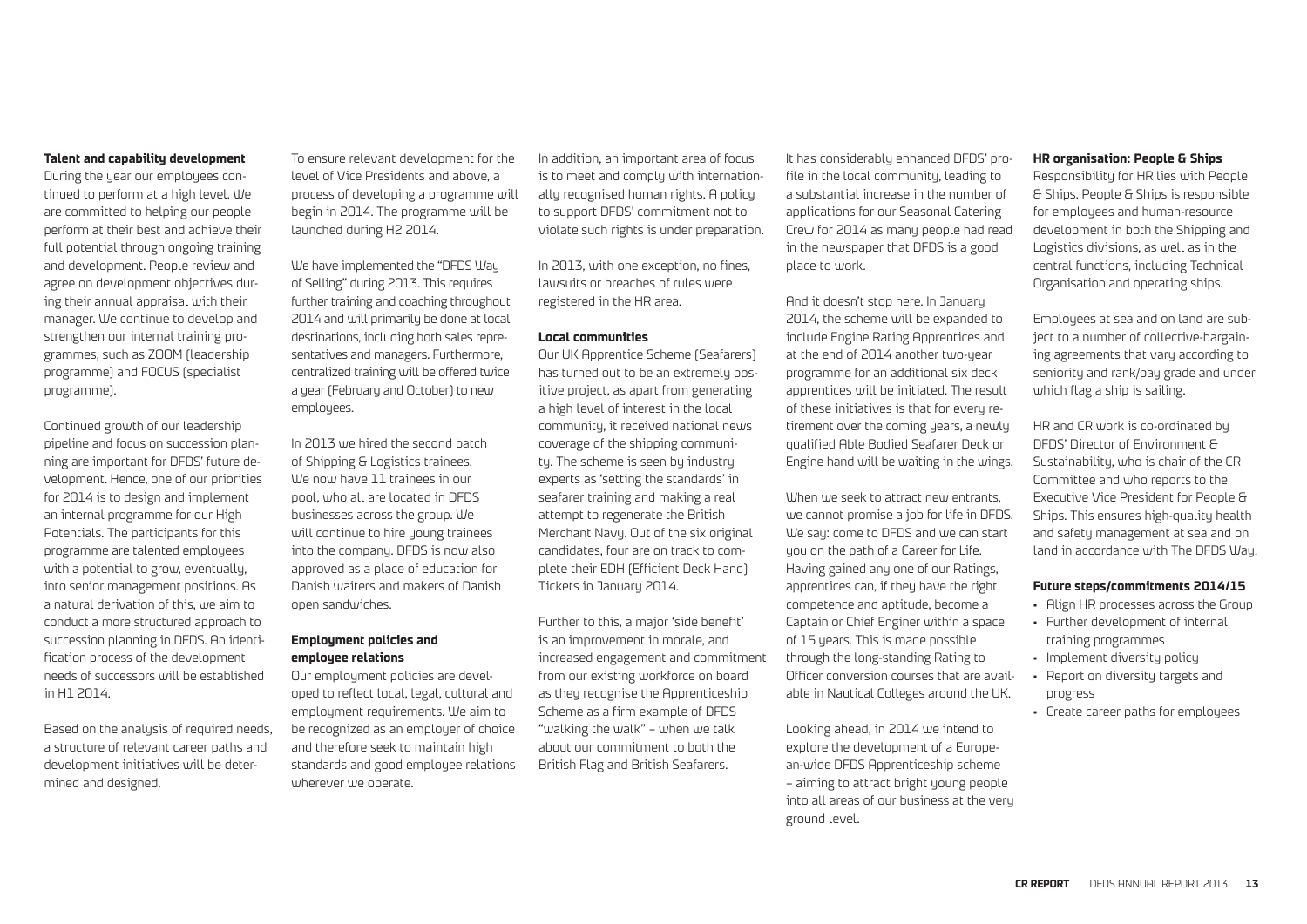### Talent and capability development

During the year our employees continued to perform at a high level. We are committed to helping our people perform at their best and achieve their full potential through ongoing training and development. People review and agree on development objectives during their annual appraisal with their manager. We continue to develop and strengthen our internal training programmes, such as ZOOM (leadership programme) and FOCUS (specialist programme).

Continued growth of our leadership pipeline and focus on succession planning are important for DFDS' future development. Hence, one of our priorities for 2014 is to design and implement an internal programme for our High Potentials. The participants for this programme are talented employees with a potential to grow, eventually, into senior management positions. As a natural derivation of this, we aim to conduct a more structured approach to succession planning in DFDS. An identification process of the development needs of successors will be established in H1 2014.

Based on the analysis of required needs, a structure of relevant career paths and development initiatives will be determined and designed.

To ensure relevant development for the level of Vice Presidents and above, a process of developing a programme will begin in 2014. The programme will be launched during H2 2014.

We have implemented the "DFDS Way of Selling" during 2013. This requires further training and coaching throughout 2014 and will primarily be done at local destinations, including both sales representatives and managers. Furthermore, centralized training will be offered twice a year (February and October) to new employees.

In 2013 we hired the second batch of Shipping & Logistics trainees. We now have 11 trainees in our pool, who all are located in DFDS businesses across the group. We will continue to hire young trainees into the company. DFDS is now also approved as a place of education for Danish waiters and makers of Danish open sandwiches.

### Employment policies and employee relations

Our employment policies are developed to reflect local, legal, cultural and employment requirements. We aim to be recognized as an employer of choice and therefore seek to maintain high standards and good employee relations wherever we operate.

In addition, an important area of focus is to meet and comply with internationally recognised human rights. A policy to support DFDS' commitment not to violate such rights is under preparation.

In 2013, with one exception, no fines, lawsuits or breaches of rules were registered in the HR area.

### Local communities

Our UK Apprentice Scheme (Seafarers) has turned out to be an extremely positive project, as apart from generating a high level of interest in the local community, it received national news coverage of the shipping community. The scheme is seen by industry experts as 'setting the standards' in seafarer training and making a real attempt to regenerate the British Merchant Navy. Out of the six original candidates, four are on track to complete their EDH (Efficient Deck Hand) Tickets in January 2014.

Further to this, a major 'side benefit' is an improvement in morale, and increased engagement and commitment from our existing workforce on board as they recognise the Apprenticeship Scheme as a firm example of DFDS "walking the walk" – when we talk about our commitment to both the British Flag and British Seafarers.

It has considerably enhanced DFDS' profile in the local community, leading to a substantial increase in the number of applications for our Seasonal Catering Crew for 2014 as many people had read in the newspaper that DFDS is a good place to work.

And it doesn't stop here. In January 2014, the scheme will be expanded to include Engine Rating Apprentices and at the end of 2014 another two-year programme for an additional six deck apprentices will be initiated. The result of these initiatives is that for every retirement over the coming years, a newly qualified Able Bodied Seafarer Deck or Engine hand will be waiting in the wings.

When we seek to attract new entrants, we cannot promise a job for life in DFDS. We say: come to DFDS and we can start you on the path of a Career for Life. Having gained any one of our Ratings, apprentices can, if they have the right competence and aptitude, become a Captain or Chief Enginer within a space of 15 years. This is made possible through the long-standing Rating to Officer conversion courses that are available in Nautical Colleges around the UK.

Looking ahead, in 2014 we intend to explore the development of a European-wide DFDS Apprenticeship scheme – aiming to attract bright young people into all areas of our business at the very ground level.

### HR organisation: People & Ships

Responsibility for HR lies with People & Ships. People & Ships is responsible for employees and human-resource development in both the Shipping and Logistics divisions, as well as in the central functions, including Technical Organisation and operating ships.

Employees at sea and on land are subject to a number of collective-bargaining agreements that vary according to seniority and rank/pay grade and under which flag a ship is sailing.

HR and CR work is co-ordinated by DFDS' Director of Environment & Sustainability, who is chair of the CR Committee and who reports to the Executive Vice President for People & Ships. This ensures high-quality health and safety management at sea and on land in accordance with The DFDS Way.

### Future steps/commitments 2014/15

- Align HR processes across the Group
- Further development of internal training programmes
- Implement diversity policy
- Report on diversity targets and progress
- Create career paths for employees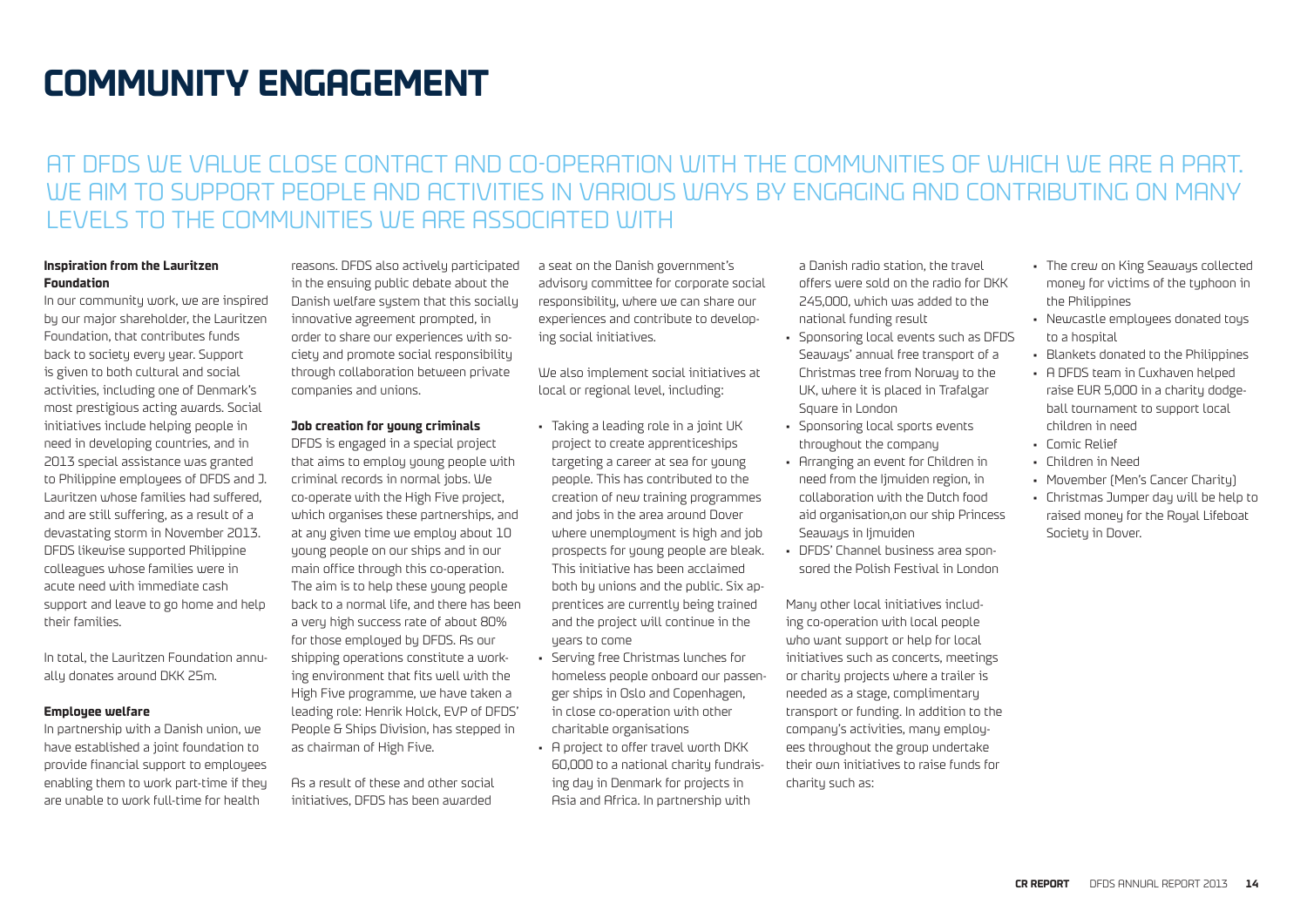# COMMUNITY ENGAGEMENT

## AT DFDS WE VALUE CLOSE CONTACT AND CO-OPERATION WITH THE COMMUNITIES OF WHICH WE ARE A PART. WE AIM TO SUPPORT PEOPLE AND ACTIVITIES IN VARIOUS WAYS BY ENGAGING AND CONTRIBUTING ON MANY LEVELS TO THE COMMUNITIES WE ARE ASSOCIATED WITH

**Inspiration from the Lauritzen Foundation**

In our community work, we are inspired by our major shareholder, the Lauritzen Foundation, that contributes funds back to society every year. Support is given to both cultural and social activities, including one of Denmark's most prestigious acting awards. Social initiatives include helping people in need in developing countries, and in 2013 special assistance was granted to Philippine employees of DFDS and J. Lauritzen whose families had suffered, and are still suffering, as a result of a devastating storm in November 2013. DFDS likewise supported Philippine colleagues whose families were in acute need with immediate cash support and leave to go home and help their families.

In total, the Lauritzen Foundation annually donates around DKK 25m.

**Employee welfare**

In partnership with a Danish union, we have established a joint foundation to provide financial support to employees enabling them to work part-time if they are unable to work full-time for health reasons. DFDS also actively participated in the ensuing public debate about the Danish welfare system that this socially innovative agreement prompted, in order to share our experiences with society and promote social responsibility through collaboration between private companies and unions.

**Job creation for young criminals**

DFDS is engaged in a special project that aims to employ young people with criminal records in normal jobs. We co-operate with the High Five project, which organises these partnerships, and at any given time we employ about 10 young people on our ships and in our main office through this co-operation. The aim is to help these young people back to a normal life, and there has been a very high success rate of about 80% for those employed by DFDS. As our shipping operations constitute a working environment that fits well with the High Five programme, we have taken a leading role: Henrik Holck, EVP of DFDS' People & Ships Division, has stepped in as chairman of High Five.

As a result of these and other social initiatives, DFDS has been awarded a seat on the Danish government's advisory committee for corporate social responsibility, where we can share our experiences and contribute to developing social initiatives.

We also implement social initiatives at local or regional level, including:

- Taking a leading role in a joint UK project to create apprenticeships targeting a career at sea for young people. This has contributed to the creation of new training programmes and jobs in the area around Dover where unemployment is high and job prospects for young people are bleak. This initiative has been acclaimed both by unions and the public. Six apprentices are currently being trained and the project will continue in the years to come
- Serving free Christmas lunches for homeless people onboard our passenger ships in Oslo and Copenhagen, in close co-operation with other charitable organisations
- A project to offer travel worth DKK 60,000 to a national charity fundraising day in Denmark for projects in Asia and Africa. In partnership with a Danish radio station, the travel offers were sold on the radio for DKK 245,000, which was added to the national funding result
- Sponsoring local events such as DFDS Seaways' annual free transport of a Christmas tree from Norway to the UK, where it is placed in Trafalgar Square in London
- Sponsoring local sports events throughout the company
- Arranging an event for Children in need from the Ijmuiden region, in collaboration with the Dutch food aid organisation,on our ship Princess Seaways in Ijmuiden
- DFDS' Channel business area sponsored the Polish Festival in London

Many other local initiatives including co-operation with local people who want support or help for local initiatives such as concerts, meetings or charity projects where a trailer is needed as a stage, complimentary transport or funding. In addition to the company's activities, many employees throughout the group undertake their own initiatives to raise funds for charity such as:

- The crew on King Seaways collected money for victims of the typhoon in the Philippines
- Newcastle employees donated toys to a hospital
- Blankets donated to the Philippines
- A DFDS team in Cuxhaven helped raise EUR 5,000 in a charity dodgeball tournament to support local children in need
- Comic Relief
- Children in Need
- Movember (Men's Cancer Charity)
- Christmas Jumper day will be help to raised money for the Royal Lifeboat Society in Dover.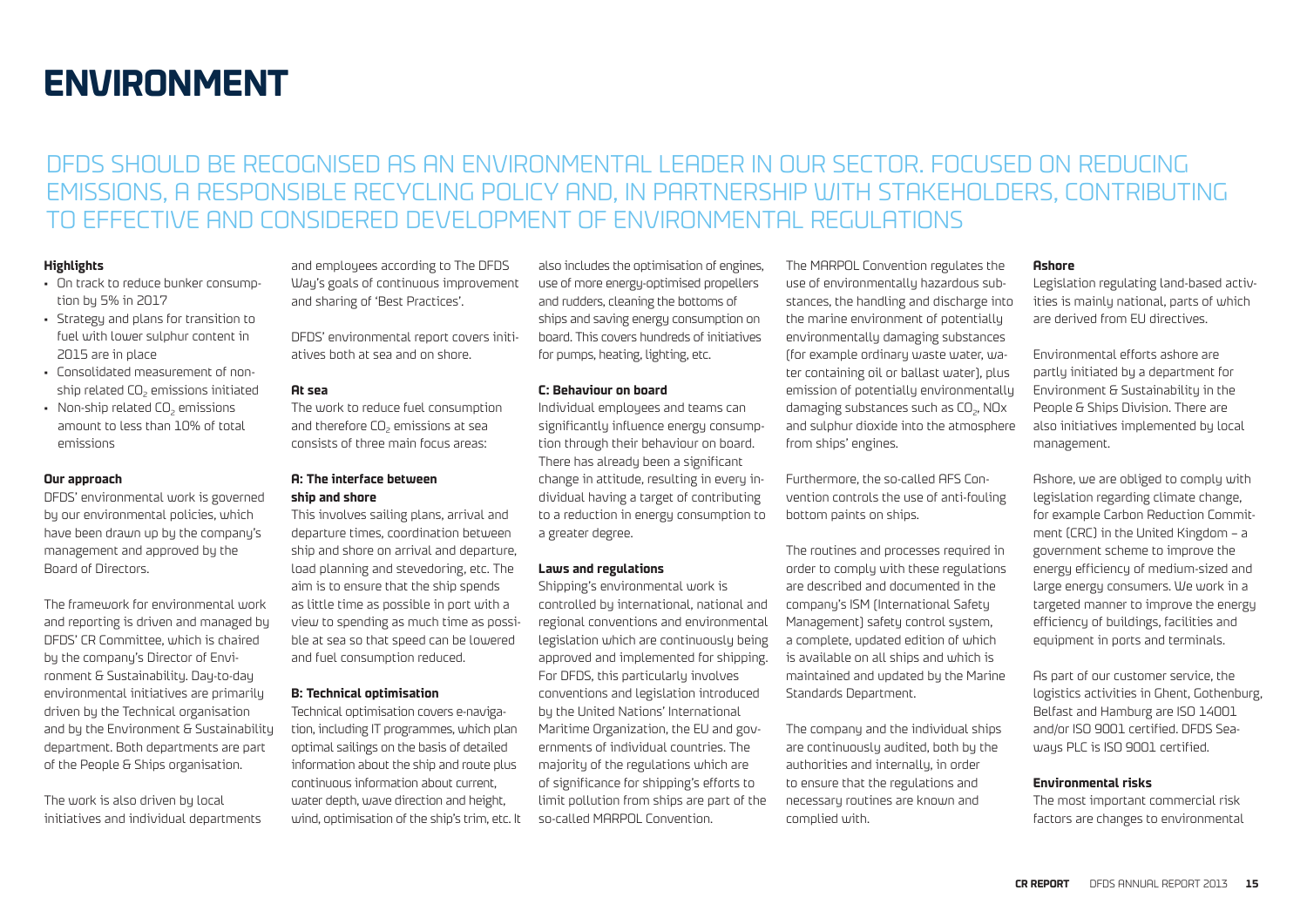# ENVIRONMENT

## DFDS SHOULD BE RECOGNISED AS AN ENVIRONMENTAL LEADER IN OUR SECTOR. FOCUSED ON REDUCING EMISSIONS, A RESPONSIBLE RECYCLING POLICY AND, IN PARTNERSHIP WITH STAKEHOLDERS, CONTRIBUTING TO EFFECTIVE AND CONSIDERED DEVELOPMENT OF ENVIRONMENTAL REGULATIONS

**Highlights**

- On track to reduce bunker consumption by 5% in 2017
- Strategy and plans for transition to fuel with lower sulphur content in 2015 are in place
- Consolidated measurement of non-ship related $CO_2$ emissions initiated
- Non-ship related $CO_2$ emissions amount to less than 10% of total emissions

**Our approach**

DFDS' environmental work is governed by our environmental policies, which have been drawn up by the company's management and approved by the Board of Directors.

The framework for environmental work and reporting is driven and managed by DFDS' CR Committee, which is chaired by the company's Director of Environment & Sustainability. Day-to-day environmental initiatives are primarily driven by the Technical organisation and by the Environment & Sustainability department. Both departments are part of the People & Ships organisation.

The work is also driven by local initiatives and individual departments and employees according to The DFDS Way's goals of continuous improvement and sharing of 'Best Practices'.

DFDS' environmental report covers initiatives both at sea and on shore.

**At sea**

The work to reduce fuel consumption and therefore $CO_2$ emissions at sea consists of three main focus areas:

**A: The interface between ship and shore**

This involves sailing plans, arrival and departure times, coordination between ship and shore on arrival and departure, load planning and stevedoring, etc. The aim is to ensure that the ship spends as little time as possible in port with a view to spending as much time as possible at sea so that speed can be lowered and fuel consumption reduced.

**B: Technical optimisation**

Technical optimisation covers e-navigation, including IT programmes, which plan optimal sailings on the basis of detailed information about the ship and route plus continuous information about current, water depth, wave direction and height, wind, optimisation of the ship's trim, etc. It also includes the optimisation of engines, use of more energy-optimised propellers and rudders, cleaning the bottoms of ships and saving energy consumption on board. This covers hundreds of initiatives for pumps, heating, lighting, etc.

**C: Behaviour on board**

Individual employees and teams can significantly influence energy consumption through their behaviour on board. There has already been a significant change in attitude, resulting in every individual having a target of contributing to a reduction in energy consumption to a greater degree.

**Laws and regulations**

Shipping's environmental work is controlled by international, national and regional conventions and environmental legislation which are continuously being approved and implemented for shipping. For DFDS, this particularly involves conventions and legislation introduced by the United Nations' International Maritime Organization, the EU and governments of individual countries. The majority of the regulations which are of significance for shipping's efforts to limit pollution from ships are part of the so-called MARPOL Convention.

The MARPOL Convention regulates the use of environmentally hazardous substances, the handling and discharge into the marine environment of potentially environmentally damaging substances (for example ordinary waste water, water containing oil or ballast water), plus emission of potentially environmentally damaging substances such as $CO_2$, NOx and sulphur dioxide into the atmosphere from ships' engines.

Furthermore, the so-called AFS Convention controls the use of anti-fouling bottom paints on ships.

The routines and processes required in order to comply with these regulations are described and documented in the company's ISM (International Safety Management) safety control system, a complete, updated edition of which is available on all ships and which is maintained and updated by the Marine Standards Department.

The company and the individual ships are continuously audited, both by the authorities and internally, in order to ensure that the regulations and necessary routines are known and complied with.

**Ashore**

Legislation regulating land-based activities is mainly national, parts of which are derived from EU directives.

Environmental efforts ashore are partly initiated by a department for Environment & Sustainability in the People & Ships Division. There are also initiatives implemented by local management.

Ashore, we are obliged to comply with legislation regarding climate change, for example Carbon Reduction Commitment (CRC) in the United Kingdom – a government scheme to improve the energy efficiency of medium-sized and large energy consumers. We work in a targeted manner to improve the energy efficiency of buildings, facilities and equipment in ports and terminals.

As part of our customer service, the logistics activities in Ghent, Gothenburg, Belfast and Hamburg are ISO 14001 and/or ISO 9001 certified. DFDS Seaways PLC is ISO 9001 certified.

**Environmental risks**

The most important commercial risk factors are changes to environmental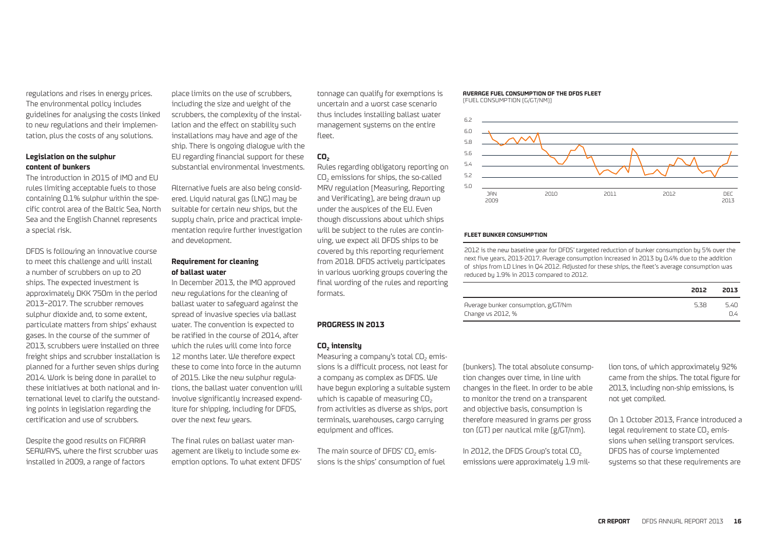regulations and rises in energy prices. The environmental policy includes guidelines for analysing the costs linked to new regulations and their implementation, plus the costs of any solutions.

**Legislation on the sulphur content of bunkers**

The introduction in 2015 of IMO and EU rules limiting acceptable fuels to those containing 0.1% sulphur within the specific control area of the Baltic Sea, North Sea and the English Channel represents a special risk.

DFDS is following an innovative course to meet this challenge and will install a number of scrubbers on up to 20 ships. The expected investment is approximately DKK 750m in the period 2013–2017. The scrubber removes sulphur dioxide and, to some extent, particulate matters from ships' exhaust gases. In the course of the summer of 2013, scrubbers were installed on three freight ships and scrubber installation is planned for a further seven ships during 2014. Work is being done in parallel to these initiatives at both national and international level to clarify the outstanding points in legislation regarding the certification and use of scrubbers.

Despite the good results on FICARIA SEAWAYS, where the first scrubber was installed in 2009, a range of factors place limits on the use of scrubbers, including the size and weight of the scrubbers, the complexity of the installation and the effect on stability such installations may have and age of the ship. There is ongoing dialogue with the EU regarding financial support for these substantial environmental investments.

Alternative fuels are also being considered. Liquid natural gas (LNG) may be suitable for certain new ships, but the supply chain, price and practical implementation require further investigation and development.

**Requirement for cleaning of ballast water**

In December 2013, the IMO approved new regulations for the cleaning of ballast water to safeguard against the spread of invasive species via ballast water. The convention is expected to be ratified in the course of 2014, after which the rules will come into force 12 months later. We therefore expect these to come into force in the autumn of 2015. Like the new sulphur regulations, the ballast water convention will involve significantly increased expenditure for shipping, including for DFDS, over the next few years.

The final rules on ballast water management are likely to include some exemption options. To what extent DFDS' tonnage can qualify for exemptions is uncertain and a worst case scenario thus includes installing ballast water management systems on the entire fleet.

**$CO_2$**

Rules regarding obligatory reporting on $CO_2$ emissions for ships, the so-called MRV regulation (Measuring, Reporting and Verificating), are being drawn up under the auspices of the EU. Even though discussions about which ships will be subject to the rules are continuing, we expect all DFDS ships to be covered by this reporting requriement from 2018. DFDS actively participates in various working groups covering the final wording of the rules and reporting formats.

## PROGRESS IN 2013

**$CO_2$ intensity**

Measuring a company's total $CO_2$ emissions is a difficult process, not least for a company as complex as DFDS. We have begun exploring a suitable system which is capable of measuring $CO_2$ from activities as diverse as ships, port terminals, warehouses, cargo carrying equipment and offices.

The main source of DFDS' $CO_2$ emissions is the ships' consumption of fuel (bunkers). The total absolute consumption changes over time, in line with changes in the fleet. In order to be able to monitor the trend on a transparent and objective basis, consumption is therefore measured in grams per gross ton (GT) per nautical mile (g/GT/nm).

In 2012, the DFDS Group's total $CO_2$ emissions were approximately 1.9 million tons, of which approximately 92% came from the ships. The total figure for 2013, including non-ship emissions, is not yet compiled.

On 1 October 2013, France introduced a legal requirement to state $CO_2$ emissions when selling transport services. DFDS has of course implemented systems so that these requirements are

**AVERAGE FUEL CONSUMPTION OF THE DFDS FLEET**
(FUEL CONSUMPTION (G/GT/NM))

**FLEET BUNKER CONSUMPTION**

2012 is the new baseline year for DFDS' targeted reduction of bunker consumption by 5% over the next five years, 2013-2017. Average consumption increased in 2013 by 0.4% due to the addition of ships from LD Lines in Q4 2012. Adjusted for these ships, the fleet's average consumption was reduced by 1.9% in 2013 compared to 2012.

| | 2012 | 2013 |
|---|---|---|
| Average bunker consumption, g/GT/Nm | 5.38 | 5.40 |
| Change vs 2012, % | | 0.4 |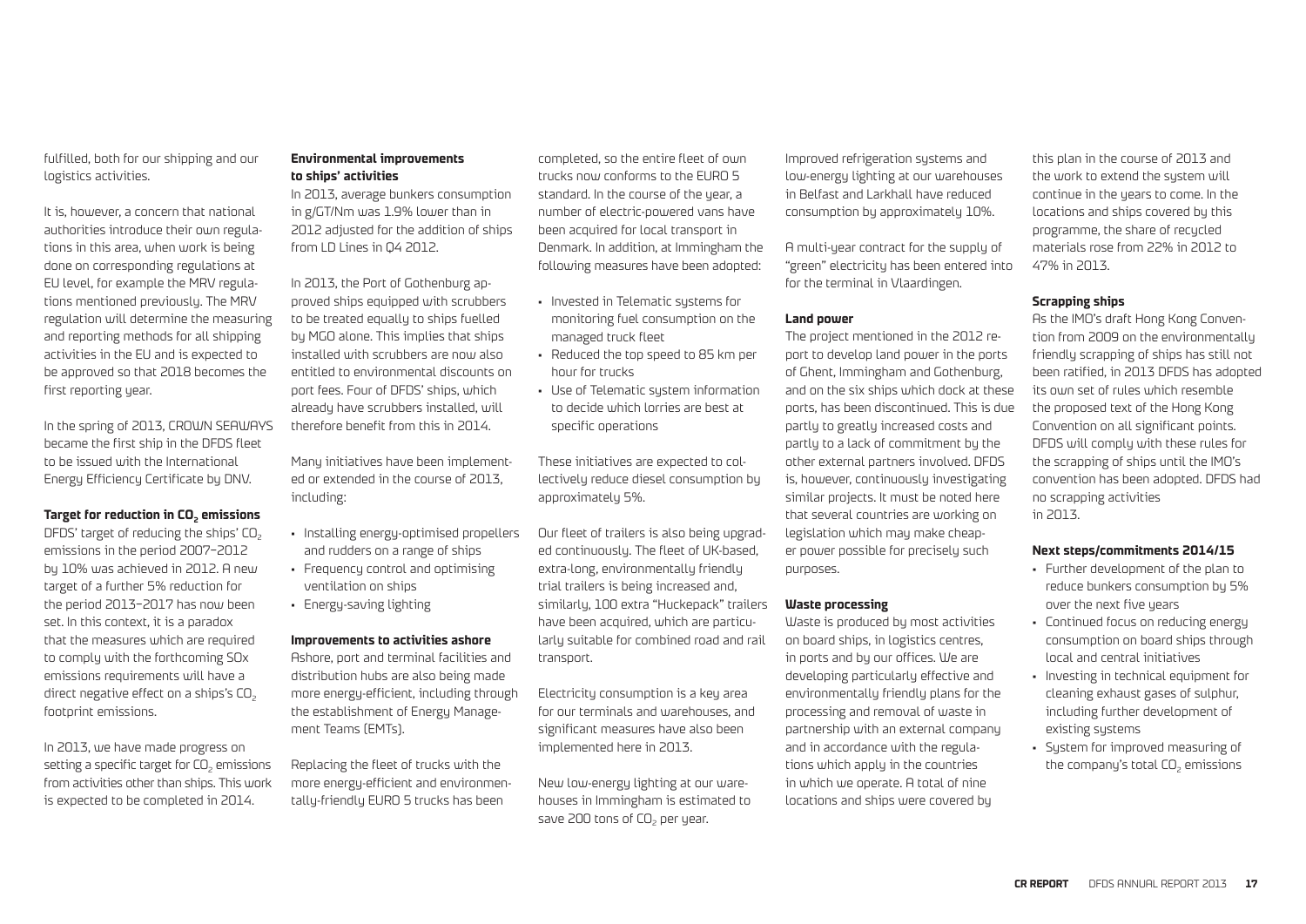fulfilled, both for our shipping and our logistics activities.

It is, however, a concern that national authorities introduce their own regulations in this area, when work is being done on corresponding regulations at EU level, for example the MRV regulations mentioned previously. The MRV regulation will determine the measuring and reporting methods for all shipping activities in the EU and is expected to be approved so that 2018 becomes the first reporting year.

In the spring of 2013, CROWN SEAWAYS became the first ship in the DFDS fleet to be issued with the International Energy Efficiency Certificate by DNV.

#### Target for reduction in $CO_2$ emissions

DFDS' target of reducing the ships' $CO_2$ emissions in the period 2007–2012 by 10% was achieved in 2012. A new target of a further 5% reduction for the period 2013–2017 has now been set. In this context, it is a paradox that the measures which are required to comply with the forthcoming SOx emissions requirements will have a direct negative effect on a ships's $CO_2$ footprint emissions.

In 2013, we have made progress on setting a specific target for $CO_2$ emissions from activities other than ships. This work is expected to be completed in 2014.

#### Environmental improvements to ships' activities

In 2013, average bunkers consumption in g/GT/Nm was 1.9% lower than in 2012 adjusted for the addition of ships from LD Lines in Q4 2012.

In 2013, the Port of Gothenburg approved ships equipped with scrubbers to be treated equally to ships fuelled by MGO alone. This implies that ships installed with scrubbers are now also entitled to environmental discounts on port fees. Four of DFDS' ships, which already have scrubbers installed, will therefore benefit from this in 2014.

Many initiatives have been implemented or extended in the course of 2013, including:

- Installing energy-optimised propellers and rudders on a range of ships
- Frequency control and optimising ventilation on ships
- Energy-saving lighting

#### Improvements to activities ashore

Ashore, port and terminal facilities and distribution hubs are also being made more energy-efficient, including through the establishment of Energy Management Teams (EMTs).

Replacing the fleet of trucks with the more energy-efficient and environmentally-friendly EURO 5 trucks has been completed, so the entire fleet of own trucks now conforms to the EURO 5 standard. In the course of the year, a number of electric-powered vans have been acquired for local transport in Denmark. In addition, at Immingham the following measures have been adopted:

- Invested in Telematic systems for monitoring fuel consumption on the managed truck fleet
- Reduced the top speed to 85 km per hour for trucks
- Use of Telematic system information to decide which lorries are best at specific operations

These initiatives are expected to collectively reduce diesel consumption by approximately 5%.

Our fleet of trailers is also being upgraded continuously. The fleet of UK-based, extra-long, environmentally friendly trial trailers is being increased and, similarly, 100 extra "Huckepack" trailers have been acquired, which are particularly suitable for combined road and rail transport.

Electricity consumption is a key area for our terminals and warehouses, and significant measures have also been implemented here in 2013.

New low-energy lighting at our warehouses in Immingham is estimated to save 200 tons of $CO_2$ per year.

Improved refrigeration systems and low-energy lighting at our warehouses in Belfast and Larkhall have reduced consumption by approximately 10%.

A multi-year contract for the supply of "green" electricity has been entered into for the terminal in Vlaardingen.

#### Land power

The project mentioned in the 2012 report to develop land power in the ports of Ghent, Immingham and Gothenburg, and on the six ships which dock at these ports, has been discontinued. This is due partly to greatly increased costs and partly to a lack of commitment by the other external partners involved. DFDS is, however, continuously investigating similar projects. It must be noted here that several countries are working on legislation which may make cheaper power possible for precisely such purposes.

#### Waste processing

Waste is produced by most activities on board ships, in logistics centres, in ports and by our offices. We are developing particularly effective and environmentally friendly plans for the processing and removal of waste in partnership with an external company and in accordance with the regulations which apply in the countries in which we operate. A total of nine locations and ships were covered by this plan in the course of 2013 and the work to extend the system will continue in the years to come. In the locations and ships covered by this programme, the share of recycled materials rose from 22% in 2012 to 47% in 2013.

#### Scrapping ships

As the IMO's draft Hong Kong Convention from 2009 on the environmentally friendly scrapping of ships has still not been ratified, in 2013 DFDS has adopted its own set of rules which resemble the proposed text of the Hong Kong Convention on all significant points. DFDS will comply with these rules for the scrapping of ships until the IMO's convention has been adopted. DFDS had no scrapping activities in 2013.

#### Next steps/commitments 2014/15

- Further development of the plan to reduce bunkers consumption by 5% over the next five years
- Continued focus on reducing energy consumption on board ships through local and central initiatives
- Investing in technical equipment for cleaning exhaust gases of sulphur, including further development of existing systems
- System for improved measuring of the company's total $CO_2$ emissions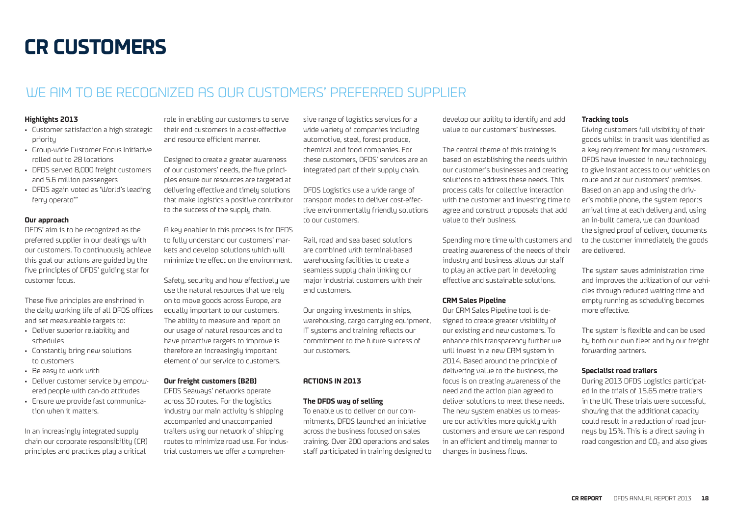# CR CUSTOMERS

## WE AIM TO BE RECOGNIZED AS OUR CUSTOMERS' PREFERRED SUPPLIER

**Highlights 2013**

- Customer satisfaction a high strategic priority
- Group-wide Customer Focus Initiative rolled out to 28 locations
- DFDS served 8,000 freight customers and 5.6 million passengers
- DFDS again voted as 'World's leading ferry operato'"

**Our approach**

DFDS' aim is to be recognized as the preferred supplier in our dealings with our customers. To continuously achieve this goal our actions are guided by the five principles of DFDS' guiding star for customer focus.

These five principles are enshrined in the daily working life of all DFDS offices and set measureable targets to:

- Deliver superior reliability and schedules
- Constantly bring new solutions to customers
- Be easy to work with
- Deliver customer service by empowered people with can-do attitudes
- Ensure we provide fast communication when it matters.

In an increasingly integrated supply chain our corporate responsibility (CR) principles and practices play a critical role in enabling our customers to serve their end customers in a cost-effective and resource efficient manner.

Designed to create a greater awareness of our customers' needs, the five principles ensure our resources are targeted at delivering effective and timely solutions that make logistics a positive contributor to the success of the supply chain.

A key enabler in this process is for DFDS to fully understand our customers' markets and develop solutions which will minimize the effect on the environment.

Safety, security and how effectively we use the natural resources that we rely on to move goods across Europe, are equally important to our customers. The ability to measure and report on our usage of natural resources and to have proactive targets to improve is therefore an increasingly important element of our service to customers.

**Our freight customers (B2B)**

DFDS Seaways' networks operate across 30 routes. For the logistics industry our main activity is shipping accompanied and unaccompanied trailers using our network of shipping routes to minimize road use. For industrial customers we offer a comprehensive range of logistics services for a wide variety of companies including automotive, steel, forest produce, chemical and food companies. For these customers, DFDS' services are an integrated part of their supply chain.

DFDS Logistics use a wide range of transport modes to deliver cost-effective environmentally friendly solutions to our customers.

Rail, road and sea based solutions are combined with terminal-based warehousing facilities to create a seamless supply chain linking our major industrial customers with their end customers.

Our ongoing investments in ships, warehousing, cargo carrying equipment, IT systems and training reflects our commitment to the future success of our customers.

**ACTIONS IN 2013**

**The DFDS way of selling**

To enable us to deliver on our commitments, DFDS launched an initiative across the business focused on sales training. Over 200 operations and sales staff participated in training designed to develop our ability to identify and add value to our customers' businesses.

The central theme of this training is based on establishing the needs within our customer's businesses and creating solutions to address these needs. This process calls for collective interaction with the customer and investing time to agree and construct proposals that add value to their business.

Spending more time with customers and creating awareness of the needs of their industry and business allows our staff to play an active part in developing effective and sustainable solutions.

**CRM Sales Pipeline**

Our CRM Sales Pipeline tool is designed to create greater visibility of our existing and new customers. To enhance this transparency further we will invest in a new CRM system in 2014. Based around the principle of delivering value to the business, the focus is on creating awareness of the need and the action plan agreed to deliver solutions to meet these needs. The new system enables us to measure our activities more quickly with customers and ensure we can respond in an efficient and timely manner to changes in business flows.

**Tracking tools**

Giving customers full visibility of their goods whilst in transit was identified as a key requirement for many customers. DFDS have invested in new technology to give instant access to our vehicles on route and at our customers' premises. Based on an app and using the driver's mobile phone, the system reports arrival time at each delivery and, using an in-built camera, we can download the signed proof of delivery documents to the customer immediately the goods are delivered.

The system saves administration time and improves the utilization of our vehicles through reduced waiting time and empty running as scheduling becomes more effective.

The system is flexible and can be used by both our own fleet and by our freight forwarding partners.

**Specialist road trailers**

During 2013 DFDS Logistics participated in the trials of 15.65 metre trailers in the UK. These trials were successful, showing that the additional capacity could result in a reduction of road journeys by 15%. This is a direct saving in road congestion and $CO_2$ and also gives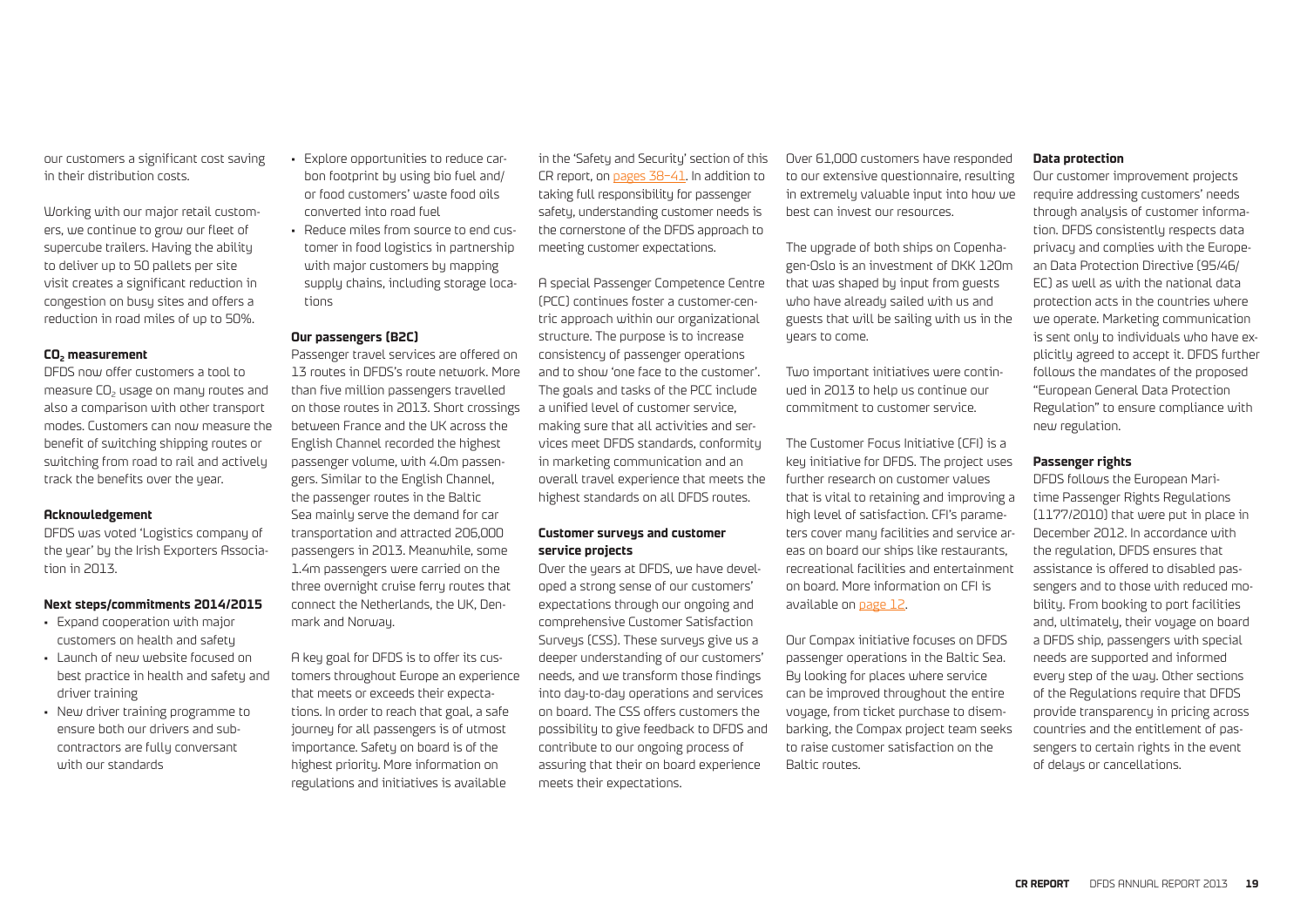our customers a significant cost saving in their distribution costs.

Working with our major retail customers, we continue to grow our fleet of supercube trailers. Having the ability to deliver up to 50 pallets per site visit creates a significant reduction in congestion on busy sites and offers a reduction in road miles of up to 50%.

#### $CO_2$ measurement

DFDS now offer customers a tool to measure $CO_2$ usage on many routes and also a comparison with other transport modes. Customers can now measure the benefit of switching shipping routes or switching from road to rail and actively track the benefits over the year.

#### Acknowledgement

DFDS was voted 'Logistics company of the year' by the Irish Exporters Association in 2013.

#### Next steps/commitments 2014/2015

- Expand cooperation with major customers on health and safety
- Launch of new website focused on best practice in health and safety and driver training
- New driver training programme to ensure both our drivers and subcontractors are fully conversant with our standards
- Explore opportunities to reduce carbon footprint by using bio fuel and/or food customers' waste food oils converted into road fuel
- Reduce miles from source to end customer in food logistics in partnership with major customers by mapping supply chains, including storage locations

#### Our passengers (B2C)

Passenger travel services are offered on 13 routes in DFDS's route network. More than five million passengers travelled on those routes in 2013. Short crossings between France and the UK across the English Channel recorded the highest passenger volume, with 4.0m passengers. Similar to the English Channel, the passenger routes in the Baltic Sea mainly serve the demand for car transportation and attracted 206,000 passengers in 2013. Meanwhile, some 1.4m passengers were carried on the three overnight cruise ferry routes that connect the Netherlands, the UK, Denmark and Norway.

A key goal for DFDS is to offer its customers throughout Europe an experience that meets or exceeds their expectations. In order to reach that goal, a safe journey for all passengers is of utmost importance. Safety on board is of the highest priority. More information on regulations and initiatives is available in the 'Safety and Security' section of this CR report, on pages 38–41. In addition to taking full responsibility for passenger safety, understanding customer needs is the cornerstone of the DFDS approach to meeting customer expectations.

A special Passenger Competence Centre (PCC) continues foster a customer-centric approach within our organizational structure. The purpose is to increase consistency of passenger operations and to show 'one face to the customer'. The goals and tasks of the PCC include a unified level of customer service, making sure that all activities and services meet DFDS standards, conformity in marketing communication and an overall travel experience that meets the highest standards on all DFDS routes.

#### Customer surveys and customer service projects

Over the years at DFDS, we have developed a strong sense of our customers' expectations through our ongoing and comprehensive Customer Satisfaction Surveys (CSS). These surveys give us a deeper understanding of our customers' needs, and we transform those findings into day-to-day operations and services on board. The CSS offers customers the possibility to give feedback to DFDS and contribute to our ongoing process of assuring that their on board experience meets their expectations.

Over 61,000 customers have responded to our extensive questionnaire, resulting in extremely valuable input into how we best can invest our resources.

The upgrade of both ships on Copenhagen-Oslo is an investment of DKK 120m that was shaped by input from guests who have already sailed with us and guests that will be sailing with us in the years to come.

Two important initiatives were continued in 2013 to help us continue our commitment to customer service.

The Customer Focus Initiative (CFI) is a key initiative for DFDS. The project uses further research on customer values that is vital to retaining and improving a high level of satisfaction. CFI's parameters cover many facilities and service areas on board our ships like restaurants, recreational facilities and entertainment on board. More information on CFI is available on page 12.

Our Compax initiative focuses on DFDS passenger operations in the Baltic Sea. By looking for places where service can be improved throughout the entire voyage, from ticket purchase to disembarking, the Compax project team seeks to raise customer satisfaction on the Baltic routes.

#### Data protection

Our customer improvement projects require addressing customers' needs through analysis of customer information. DFDS consistently respects data privacy and complies with the European Data Protection Directive (95/46/EC) as well as with the national data protection acts in the countries where we operate. Marketing communication is sent only to individuals who have explicitly agreed to accept it. DFDS further follows the mandates of the proposed "European General Data Protection Regulation" to ensure compliance with new regulation.

#### Passenger rights

DFDS follows the European Maritime Passenger Rights Regulations (1177/2010) that were put in place in December 2012. In accordance with the regulation, DFDS ensures that assistance is offered to disabled passengers and to those with reduced mobility. From booking to port facilities and, ultimately, their voyage on board a DFDS ship, passengers with special needs are supported and informed every step of the way. Other sections of the Regulations require that DFDS provide transparency in pricing across countries and the entitlement of passengers to certain rights in the event of delays or cancellations.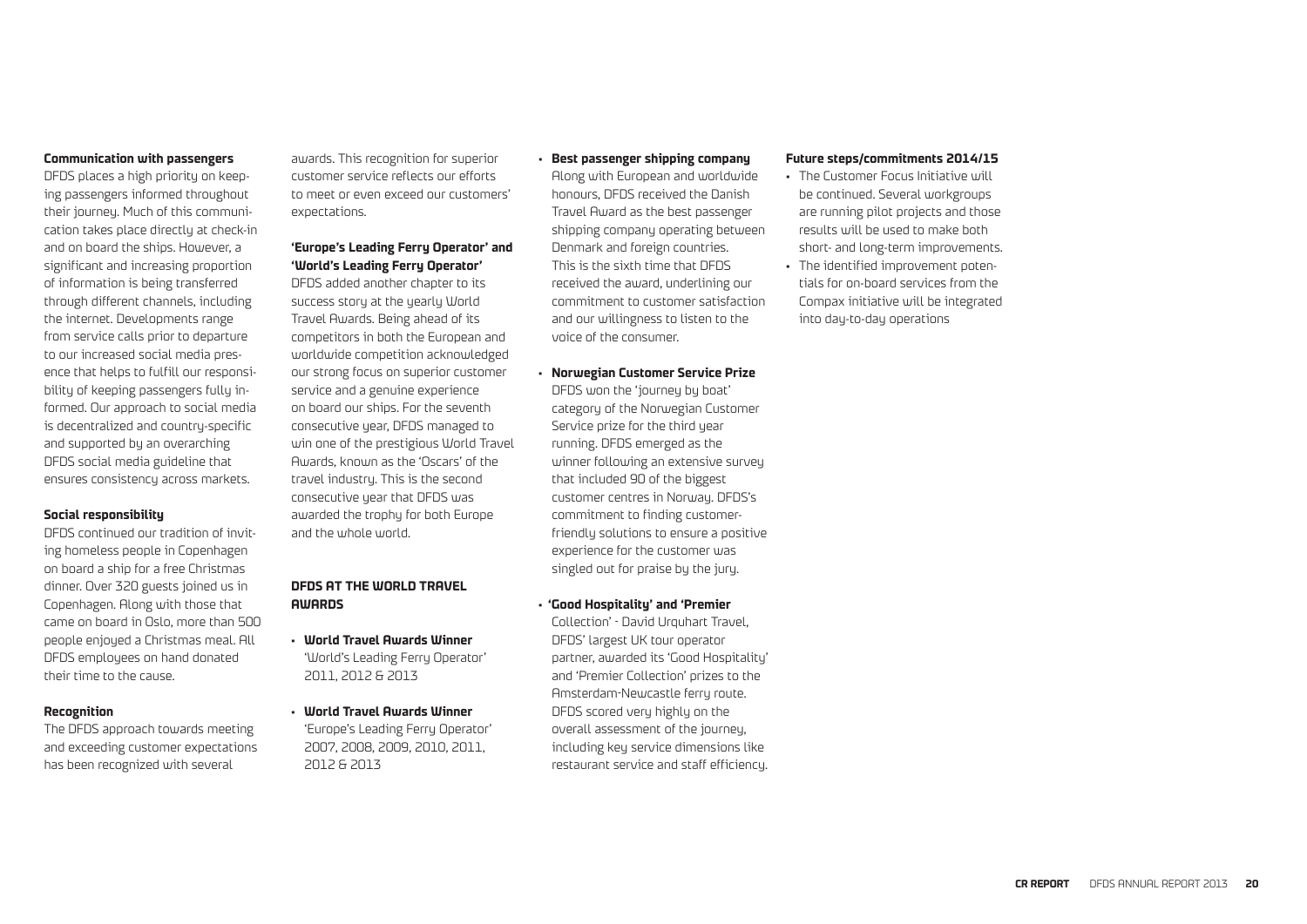#### Communication with passengers

DFDS places a high priority on keeping passengers informed throughout their journey. Much of this communication takes place directly at check-in and on board the ships. However, a significant and increasing proportion of information is being transferred through different channels, including the internet. Developments range from service calls prior to departure to our increased social media presence that helps to fulfill our responsibility of keeping passengers fully informed. Our approach to social media is decentralized and country-specific and supported by an overarching DFDS social media guideline that ensures consistency across markets.

#### Social responsibility

DFDS continued our tradition of inviting homeless people in Copenhagen on board a ship for a free Christmas dinner. Over 320 guests joined us in Copenhagen. Along with those that came on board in Oslo, more than 500 people enjoyed a Christmas meal. All DFDS employees on hand donated their time to the cause.

#### Recognition

The DFDS approach towards meeting and exceeding customer expectations has been recognized with several awards. This recognition for superior customer service reflects our efforts to meet or even exceed our customers' expectations.

#### 'Europe's Leading Ferry Operator' and 'World's Leading Ferry Operator'

DFDS added another chapter to its success story at the yearly World Travel Awards. Being ahead of its competitors in both the European and worldwide competition acknowledged our strong focus on superior customer service and a genuine experience on board our ships. For the seventh consecutive year, DFDS managed to win one of the prestigious World Travel Awards, known as the 'Oscars' of the travel industry. This is the second consecutive year that DFDS was awarded the trophy for both Europe and the whole world.

#### DFDS AT THE WORLD TRAVEL AWARDS

- **World Travel Awards Winner**
  'World's Leading Ferry Operator' 2011, 2012 & 2013
- **World Travel Awards Winner**
  'Europe's Leading Ferry Operator' 2007, 2008, 2009, 2010, 2011, 2012 & 2013

- **Best passenger shipping company**
  Along with European and worldwide honours, DFDS received the Danish Travel Award as the best passenger shipping company operating between Denmark and foreign countries. This is the sixth time that DFDS received the award, underlining our commitment to customer satisfaction and our willingness to listen to the voice of the consumer.
- **Norwegian Customer Service Prize**
  DFDS won the 'journey by boat' category of the Norwegian Customer Service prize for the third year running. DFDS emerged as the winner following an extensive survey that included 90 of the biggest customer centres in Norway. DFDS's commitment to finding customer-friendly solutions to ensure a positive experience for the customer was singled out for praise by the jury.
- **'Good Hospitality' and 'Premier** Collection' - David Urquhart Travel, DFDS' largest UK tour operator partner, awarded its 'Good Hospitality' and 'Premier Collection' prizes to the Amsterdam-Newcastle ferry route. DFDS scored very highly on the overall assessment of the journey, including key service dimensions like restaurant service and staff efficiency.

#### Future steps/commitments 2014/15

- The Customer Focus Initiative will be continued. Several workgroups are running pilot projects and those results will be used to make both short- and long-term improvements.
- The identified improvement potentials for on-board services from the Compax initiative will be integrated into day-to-day operations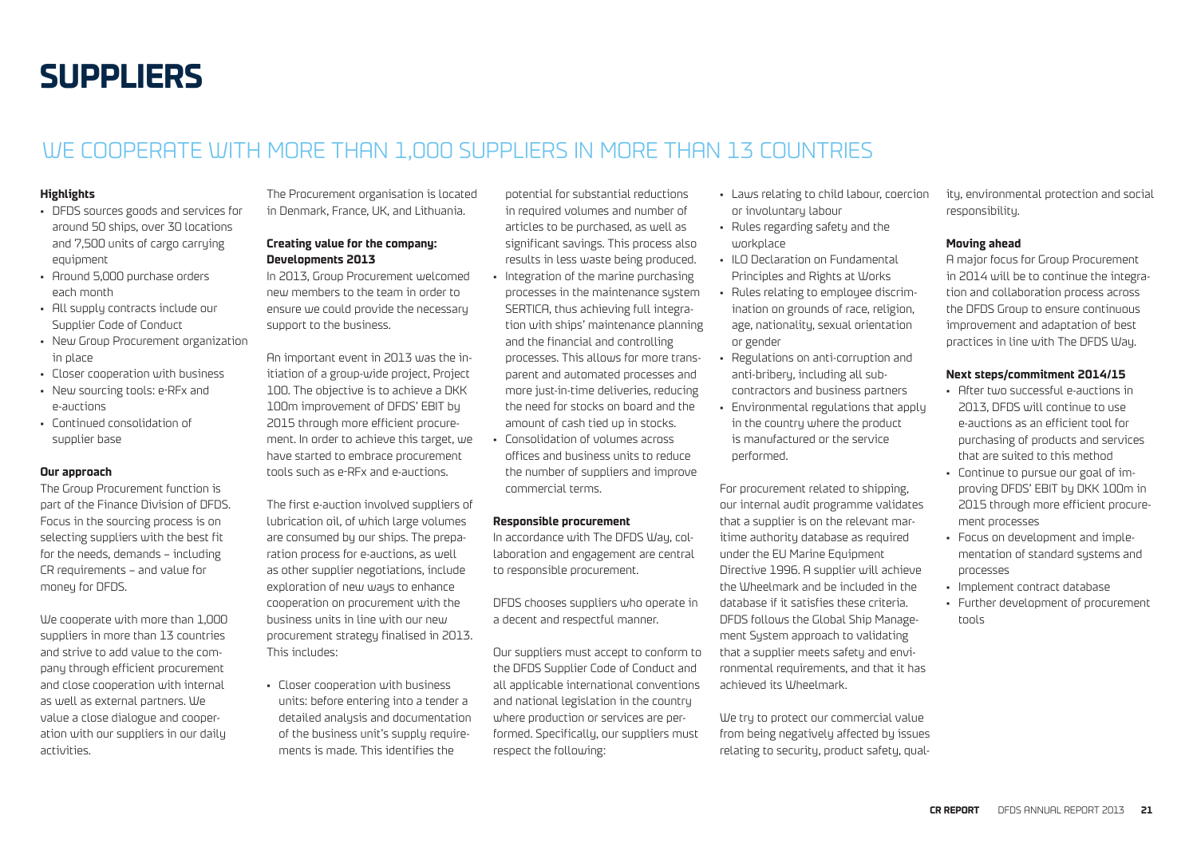# SUPPLIERS

## WE COOPERATE WITH MORE THAN 1,000 SUPPLIERS IN MORE THAN 13 COUNTRIES

**Highlights**

- DFDS sources goods and services for around 50 ships, over 30 locations and 7,500 units of cargo carrying equipment
- Around 5,000 purchase orders each month
- All supply contracts include our Supplier Code of Conduct
- New Group Procurement organization in place
- Closer cooperation with business
- New sourcing tools: e-RFx and e-auctions
- Continued consolidation of supplier base

**Our approach**

The Group Procurement function is part of the Finance Division of DFDS. Focus in the sourcing process is on selecting suppliers with the best fit for the needs, demands – including CR requirements – and value for money for DFDS.

We cooperate with more than 1,000 suppliers in more than 13 countries and strive to add value to the company through efficient procurement and close cooperation with internal as well as external partners. We value a close dialogue and cooperation with our suppliers in our daily activities.

The Procurement organisation is located in Denmark, France, UK, and Lithuania.

**Creating value for the company: Developments 2013**

In 2013, Group Procurement welcomed new members to the team in order to ensure we could provide the necessary support to the business.

An important event in 2013 was the initiation of a group-wide project, Project 100. The objective is to achieve a DKK 100m improvement of DFDS' EBIT by 2015 through more efficient procurement. In order to achieve this target, we have started to embrace procurement tools such as e-RFx and e-auctions.

The first e-auction involved suppliers of lubrication oil, of which large volumes are consumed by our ships. The preparation process for e-auctions, as well as other supplier negotiations, include exploration of new ways to enhance cooperation on procurement with the business units in line with our new procurement strategy finalised in 2013. This includes:

- Closer cooperation with business units: before entering into a tender a detailed analysis and documentation of the business unit's supply requirements is made. This identifies the potential for substantial reductions in required volumes and number of articles to be purchased, as well as significant savings. This process also results in less waste being produced.
- Integration of the marine purchasing processes in the maintenance system SERTICA, thus achieving full integration with ships' maintenance planning and the financial and controlling processes. This allows for more transparent and automated processes and more just-in-time deliveries, reducing the need for stocks on board and the amount of cash tied up in stocks.
- Consolidation of volumes across offices and business units to reduce the number of suppliers and improve commercial terms.

**Responsible procurement**

In accordance with The DFDS Way, collaboration and engagement are central to responsible procurement.

DFDS chooses suppliers who operate in a decent and respectful manner.

Our suppliers must accept to conform to the DFDS Supplier Code of Conduct and all applicable international conventions and national legislation in the country where production or services are performed. Specifically, our suppliers must respect the following:

- Laws relating to child labour, coercion or involuntary labour
- Rules regarding safety and the workplace
- ILO Declaration on Fundamental Principles and Rights at Works
- Rules relating to employee discrimination on grounds of race, religion, age, nationality, sexual orientation or gender
- Regulations on anti-corruption and anti-bribery, including all subcontractors and business partners
- Environmental regulations that apply in the country where the product is manufactured or the service performed.

For procurement related to shipping, our internal audit programme validates that a supplier is on the relevant maritime authority database as required under the EU Marine Equipment Directive 1996. A supplier will achieve the Wheelmark and be included in the database if it satisfies these criteria. DFDS follows the Global Ship Management System approach to validating that a supplier meets safety and environmental requirements, and that it has achieved its Wheelmark.

We try to protect our commercial value from being negatively affected by issues relating to security, product safety, quality, environmental protection and social responsibility.

**Moving ahead**

A major focus for Group Procurement in 2014 will be to continue the integration and collaboration process across the DFDS Group to ensure continuous improvement and adaptation of best practices in line with The DFDS Way.

**Next steps/commitment 2014/15**

- After two successful e-auctions in 2013, DFDS will continue to use e-auctions as an efficient tool for purchasing of products and services that are suited to this method
- Continue to pursue our goal of improving DFDS' EBIT by DKK 100m in 2015 through more efficient procurement processes
- Focus on development and implementation of standard systems and processes
- Implement contract database
- Further development of procurement tools